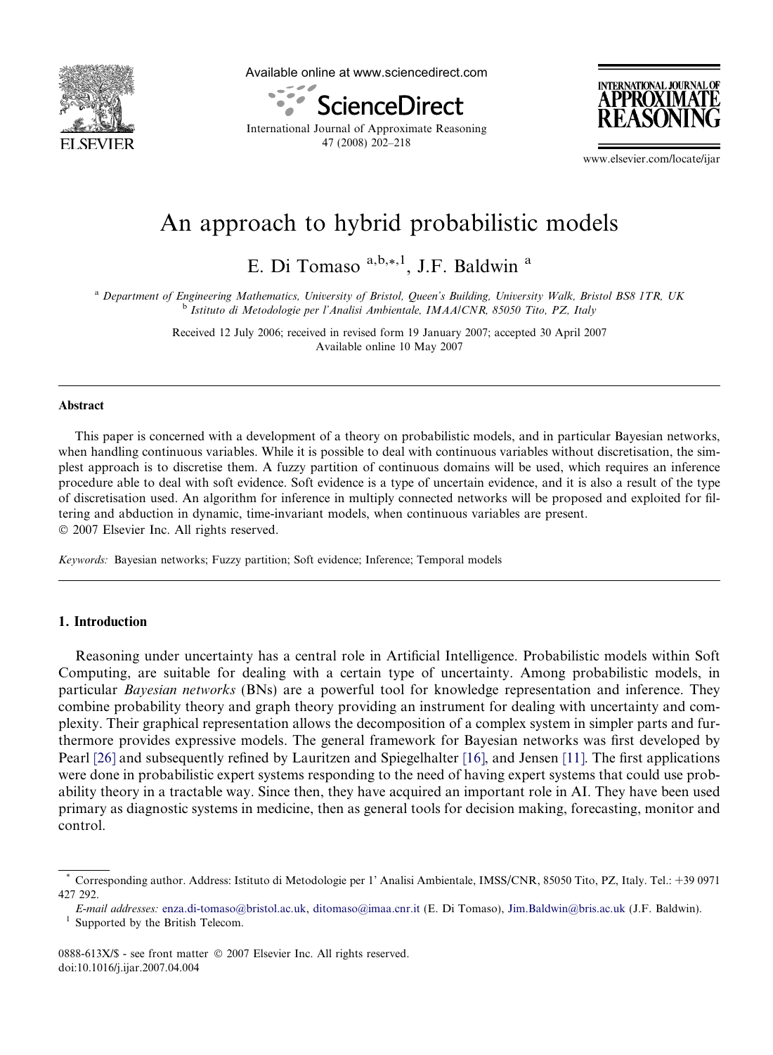# An approach to hybrid probabilistic models

E. Di Tomaso [a,b,*,1], J.F. Baldwin [a]

[a] Department of Engineering Mathematics, University of Bristol, Queen's Building, University Walk, Bristol BS8 1TR, UK
[b] Istituto di Metodologie per l'Analisi Ambientale, IMAA/CNR, 85050 Tito, PZ, Italy

Received 12 July 2006; received in revised form 19 January 2007; accepted 30 April 2007
Available online 10 May 2007

## Abstract

This paper is concerned with a development of a theory on probabilistic models, and in particular Bayesian networks, when handling continuous variables. While it is possible to deal with continuous variables without discretisation, the simplest approach is to discretise them. A fuzzy partition of continuous domains will be used, which requires an inference procedure able to deal with soft evidence. Soft evidence is a type of uncertain evidence, and it is also a result of the type of discretisation used. An algorithm for inference in multiply connected networks will be proposed and exploited for filtering and abduction in dynamic, time-invariant models, when continuous variables are present.
© 2007 Elsevier Inc. All rights reserved.

*Keywords:* Bayesian networks; Fuzzy partition; Soft evidence; Inference; Temporal models

## 1. Introduction

Reasoning under uncertainty has a central role in Artificial Intelligence. Probabilistic models within Soft Computing, are suitable for dealing with a certain type of uncertainty. Among probabilistic models, in particular *Bayesian networks* (BNs) are a powerful tool for knowledge representation and inference. They combine probability theory and graph theory providing an instrument for dealing with uncertainty and complexity. Their graphical representation allows the decomposition of a complex system in simpler parts and furthermore provides expressive models. The general framework for Bayesian networks was first developed by Pearl [26] and subsequently refined by Lauritzen and Spiegelhalter [16], and Jensen [11]. The first applications were done in probabilistic expert systems responding to the need of having expert systems that could use probability theory in a tractable way. Since then, they have acquired an important role in AI. They have been used primary as diagnostic systems in medicine, then as general tools for decision making, forecasting, monitor and control.

---

* Corresponding author. Address: Istituto di Metodologie per l' Analisi Ambientale, IMSS/CNR, 85050 Tito, PZ, Italy. Tel.: +39 0971 427 292.

*E-mail addresses:* enza.di-tomaso@bristol.ac.uk, ditomaso@imaa.cnr.it (E. Di Tomaso), Jim.Baldwin@bris.ac.uk (J.F. Baldwin).

1 Supported by the British Telecom.

0888-613X/$ - see front matter © 2007 Elsevier Inc. All rights reserved.
doi:10.1016/j.ijar.2007.04.004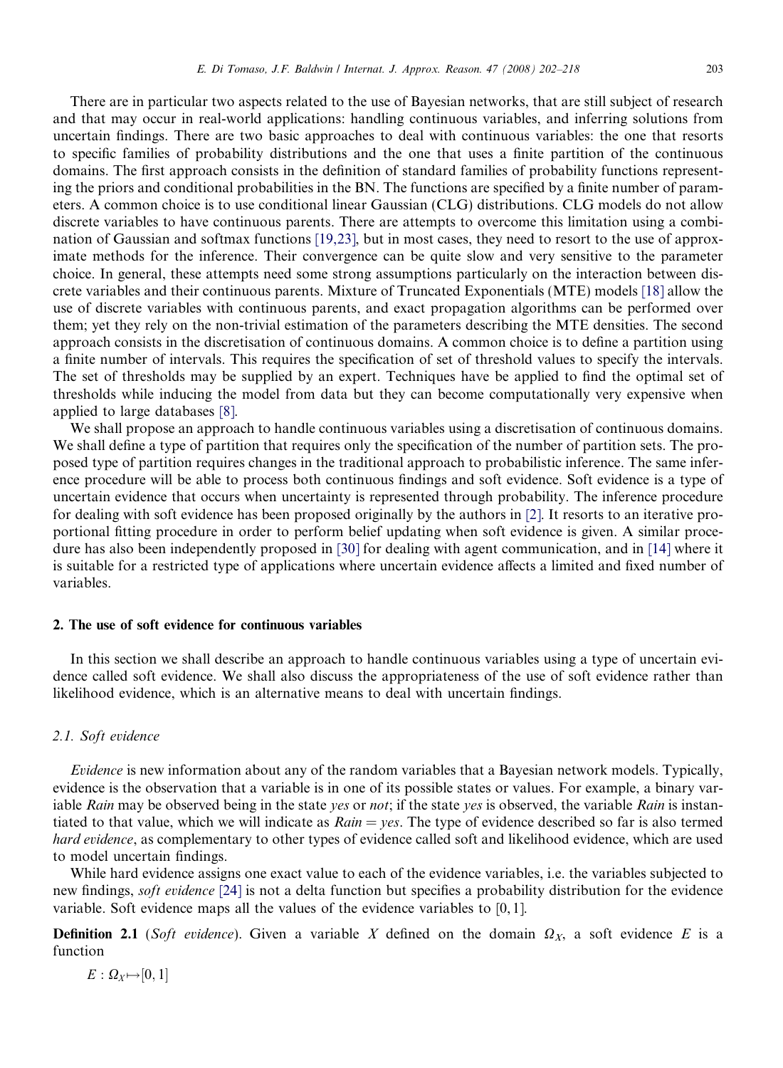There are in particular two aspects related to the use of Bayesian networks, that are still subject of research and that may occur in real-world applications: handling continuous variables, and inferring solutions from uncertain findings. There are two basic approaches to deal with continuous variables: the one that resorts to specific families of probability distributions and the one that uses a finite partition of the continuous domains. The first approach consists in the definition of standard families of probability functions representing the priors and conditional probabilities in the BN. The functions are specified by a finite number of parameters. A common choice is to use conditional linear Gaussian (CLG) distributions. CLG models do not allow discrete variables to have continuous parents. There are attempts to overcome this limitation using a combination of Gaussian and softmax functions [19,23], but in most cases, they need to resort to the use of approximate methods for the inference. Their convergence can be quite slow and very sensitive to the parameter choice. In general, these attempts need some strong assumptions particularly on the interaction between discrete variables and their continuous parents. Mixture of Truncated Exponentials (MTE) models [18] allow the use of discrete variables with continuous parents, and exact propagation algorithms can be performed over them; yet they rely on the non-trivial estimation of the parameters describing the MTE densities. The second approach consists in the discretisation of continuous domains. A common choice is to define a partition using a finite number of intervals. This requires the specification of set of threshold values to specify the intervals. The set of thresholds may be supplied by an expert. Techniques have be applied to find the optimal set of thresholds while inducing the model from data but they can become computationally very expensive when applied to large databases [8].

We shall propose an approach to handle continuous variables using a discretisation of continuous domains. We shall define a type of partition that requires only the specification of the number of partition sets. The proposed type of partition requires changes in the traditional approach to probabilistic inference. The same inference procedure will be able to process both continuous findings and soft evidence. Soft evidence is a type of uncertain evidence that occurs when uncertainty is represented through probability. The inference procedure for dealing with soft evidence has been proposed originally by the authors in [2]. It resorts to an iterative proportional fitting procedure in order to perform belief updating when soft evidence is given. A similar procedure has also been independently proposed in [30] for dealing with agent communication, and in [14] where it is suitable for a restricted type of applications where uncertain evidence affects a limited and fixed number of variables.

## 2. The use of soft evidence for continuous variables

In this section we shall describe an approach to handle continuous variables using a type of uncertain evidence called soft evidence. We shall also discuss the appropriateness of the use of soft evidence rather than likelihood evidence, which is an alternative means to deal with uncertain findings.

### 2.1. Soft evidence

*Evidence* is new information about any of the random variables that a Bayesian network models. Typically, evidence is the observation that a variable is in one of its possible states or values. For example, a binary variable *Rain* may be observed being in the state *yes* or *not*; if the state *yes* is observed, the variable *Rain* is instantiated to that value, which we will indicate as *Rain* = *yes*. The type of evidence described so far is also termed *hard evidence*, as complementary to other types of evidence called soft and likelihood evidence, which are used to model uncertain findings.

While hard evidence assigns one exact value to each of the evidence variables, i.e. the variables subjected to new findings, *soft evidence* [24] is not a delta function but specifies a probability distribution for the evidence variable. Soft evidence maps all the values of the evidence variables to $[0, 1]$.

**Definition 2.1** (*Soft evidence*). Given a variable $X$ defined on the domain $\Omega_X$, a soft evidence $E$ is a function

$$E : \Omega_X \mapsto [0, 1]$$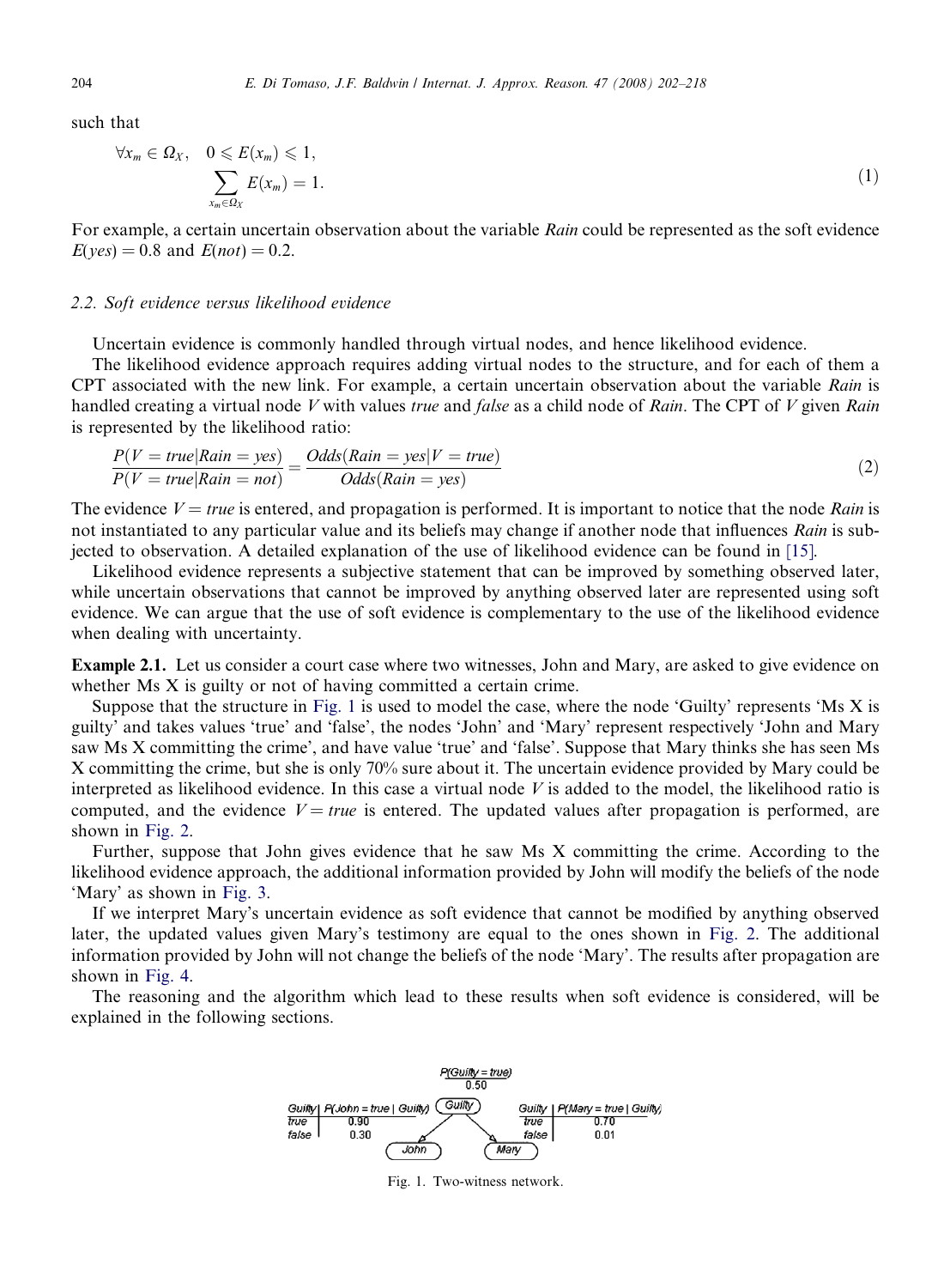such that

$$\forall x_m \in \Omega_X, \quad 0 \leqslant E(x_m) \leqslant 1, \\ \sum_{x_m \in \Omega_X} E(x_m) = 1. \tag{1}$$

For example, a certain uncertain observation about the variable *Rain* could be represented as the soft evidence $E(yes) = 0.8$ and $E(not) = 0.2$.

### 2.2. Soft evidence versus likelihood evidence

Uncertain evidence is commonly handled through virtual nodes, and hence likelihood evidence.

The likelihood evidence approach requires adding virtual nodes to the structure, and for each of them a CPT associated with the new link. For example, a certain uncertain observation about the variable *Rain* is handled creating a virtual node $V$ with values *true* and *false* as a child node of *Rain*. The CPT of $V$ given *Rain* is represented by the likelihood ratio:

$$\frac{P(V = true|Rain = yes)}{P(V = true|Rain = not)} = \frac{Odds(Rain = yes|V = true)}{Odds(Rain = yes)} \tag{2}$$

The evidence $V = true$ is entered, and propagation is performed. It is important to notice that the node *Rain* is not instantiated to any particular value and its beliefs may change if another node that influences *Rain* is subjected to observation. A detailed explanation of the use of likelihood evidence can be found in [15].

Likelihood evidence represents a subjective statement that can be improved by something observed later, while uncertain observations that cannot be improved by anything observed later are represented using soft evidence. We can argue that the use of soft evidence is complementary to the use of the likelihood evidence when dealing with uncertainty.

**Example 2.1.** Let us consider a court case where two witnesses, John and Mary, are asked to give evidence on whether Ms X is guilty or not of having committed a certain crime.

Suppose that the structure in Fig. 1 is used to model the case, where the node 'Guilty' represents 'Ms X is guilty' and takes values 'true' and 'false', the nodes 'John' and 'Mary' represent respectively 'John and Mary saw Ms X committing the crime', and have value 'true' and 'false'. Suppose that Mary thinks she has seen Ms X committing the crime, but she is only 70% sure about it. The uncertain evidence provided by Mary could be interpreted as likelihood evidence. In this case a virtual node $V$ is added to the model, the likelihood ratio is computed, and the evidence $V = true$ is entered. The updated values after propagation is performed, are shown in Fig. 2.

Further, suppose that John gives evidence that he saw Ms X committing the crime. According to the likelihood evidence approach, the additional information provided by John will modify the beliefs of the node 'Mary' as shown in Fig. 3.

If we interpret Mary's uncertain evidence as soft evidence that cannot be modified by anything observed later, the updated values given Mary's testimony are equal to the ones shown in Fig. 2. The additional information provided by John will not change the beliefs of the node 'Mary'. The results after propagation are shown in Fig. 4.

The reasoning and the algorithm which lead to these results when soft evidence is considered, will be explained in the following sections.

$P(Guilty = true)$: 0.50

| Guilty | P(John = true \| Guilty) |
| --- | --- |
| true | 0.90 |
| false | 0.30 |

| Guilty | P(Mary = true \| Guilty) |
| --- | --- |
| true | 0.70 |
| false | 0.01 |

Fig. 1. Two-witness network.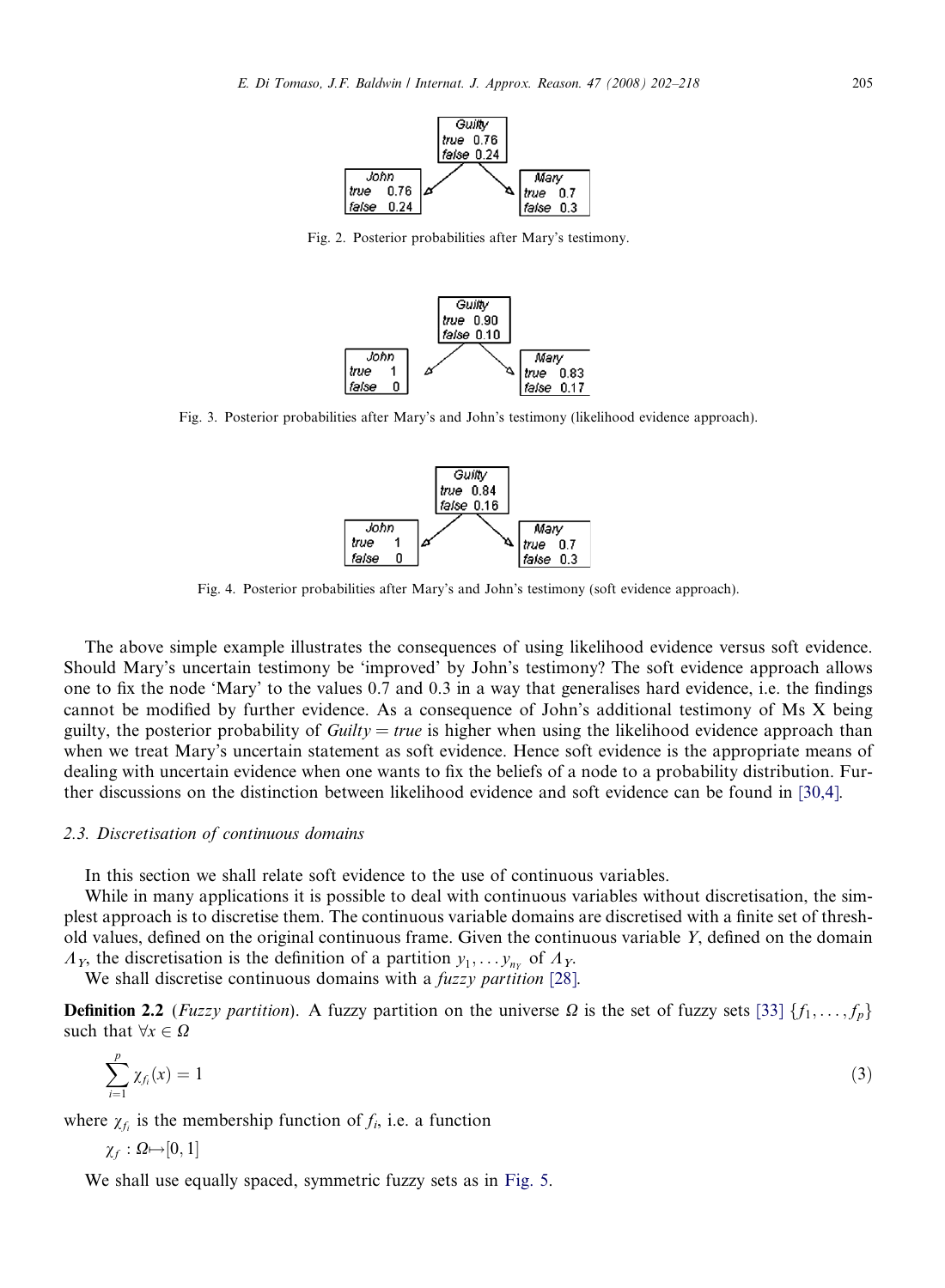Fig. 2. Posterior probabilities after Mary's testimony.

Fig. 3. Posterior probabilities after Mary's and John's testimony (likelihood evidence approach).

Fig. 4. Posterior probabilities after Mary's and John's testimony (soft evidence approach).

The above simple example illustrates the consequences of using likelihood evidence versus soft evidence. Should Mary's uncertain testimony be 'improved' by John's testimony? The soft evidence approach allows one to fix the node 'Mary' to the values 0.7 and 0.3 in a way that generalises hard evidence, i.e. the findings cannot be modified by further evidence. As a consequence of John's additional testimony of Ms X being guilty, the posterior probability of *Guilty* = *true* is higher when using the likelihood evidence approach than when we treat Mary's uncertain statement as soft evidence. Hence soft evidence is the appropriate means of dealing with uncertain evidence when one wants to fix the beliefs of a node to a probability distribution. Further discussions on the distinction between likelihood evidence and soft evidence can be found in [30,4].

### 2.3. Discretisation of continuous domains

In this section we shall relate soft evidence to the use of continuous variables.

While in many applications it is possible to deal with continuous variables without discretisation, the simplest approach is to discretise them. The continuous variable domains are discretised with a finite set of threshold values, defined on the original continuous frame. Given the continuous variable $Y$, defined on the domain $\Lambda_Y$, the discretisation is the definition of a partition $y_1, \ldots y_{n_Y}$ of $\Lambda_Y$.

We shall discretise continuous domains with a *fuzzy partition* [28].

**Definition 2.2** (*Fuzzy partition*). A fuzzy partition on the universe $\Omega$ is the set of fuzzy sets [33] $\{f_1, \ldots, f_p\}$ such that $\forall x \in \Omega$

$$\sum_{i=1}^{p} \chi_{f_i}(x) = 1 \tag{3}$$

where $\chi_{f_i}$ is the membership function of $f_i$, i.e. a function

$$\chi_f : \Omega \mapsto [0, 1]$$

We shall use equally spaced, symmetric fuzzy sets as in Fig. 5.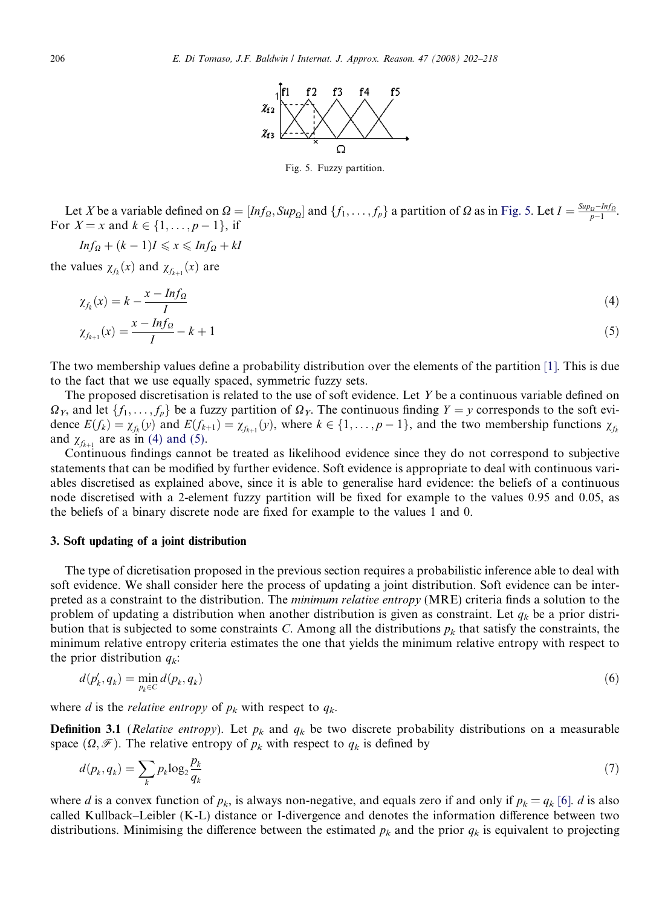Fig. 5. Fuzzy partition.

Let $X$ be a variable defined on $\Omega = [Inf_\Omega, Sup_\Omega]$ and $\{f_1, \ldots, f_p\}$ a partition of $\Omega$ as in Fig. 5. Let $I = \frac{Sup_\Omega - Inf_\Omega}{p-1}$. For $X = x$ and $k \in \{1, \ldots, p-1\}$, if

$$Inf_\Omega + (k-1)I \leqslant x \leqslant Inf_\Omega + kI$$

the values $\chi_{f_k}(x)$ and $\chi_{f_{k+1}}(x)$ are

$$\chi_{f_k}(x) = k - \frac{x - Inf_\Omega}{I} \tag{4}$$

$$\chi_{f_{k+1}}(x) = \frac{x - Inf_\Omega}{I} - k + 1 \tag{5}$$

The two membership values define a probability distribution over the elements of the partition [1]. This is due to the fact that we use equally spaced, symmetric fuzzy sets.

The proposed discretisation is related to the use of soft evidence. Let $Y$ be a continuous variable defined on $\Omega_Y$, and let $\{f_1, \ldots, f_p\}$ be a fuzzy partition of $\Omega_Y$. The continuous finding $Y = y$ corresponds to the soft evidence $E(f_k) = \chi_{f_k}(y)$ and $E(f_{k+1}) = \chi_{f_{k+1}}(y)$, where $k \in \{1, \ldots, p-1\}$, and the two membership functions $\chi_{f_k}$ and $\chi_{f_{k+1}}$ are as in (4) and (5).

Continuous findings cannot be treated as likelihood evidence since they do not correspond to subjective statements that can be modified by further evidence. Soft evidence is appropriate to deal with continuous variables discretised as explained above, since it is able to generalise hard evidence: the beliefs of a continuous node discretised with a 2-element fuzzy partition will be fixed for example to the values 0.95 and 0.05, as the beliefs of a binary discrete node are fixed for example to the values 1 and 0.

## 3. Soft updating of a joint distribution

The type of dicretisation proposed in the previous section requires a probabilistic inference able to deal with soft evidence. We shall consider here the process of updating a joint distribution. Soft evidence can be interpreted as a constraint to the distribution. The *minimum relative entropy* (MRE) criteria finds a solution to the problem of updating a distribution when another distribution is given as constraint. Let $q_k$ be a prior distribution that is subjected to some constraints $C$. Among all the distributions $p_k$ that satisfy the constraints, the minimum relative entropy criteria estimates the one that yields the minimum relative entropy with respect to the prior distribution $q_k$:

$$d(p'_k, q_k) = \min_{p_k \in C} d(p_k, q_k) \tag{6}$$

where $d$ is the *relative entropy* of $p_k$ with respect to $q_k$.

**Definition 3.1** (*Relative entropy*). Let $p_k$ and $q_k$ be two discrete probability distributions on a measurable space $(\Omega, \mathscr{F})$. The relative entropy of $p_k$ with respect to $q_k$ is defined by

$$d(p_k, q_k) = \sum_k p_k \log_2 \frac{p_k}{q_k} \tag{7}$$

where $d$ is a convex function of $p_k$, is always non-negative, and equals zero if and only if $p_k = q_k$ [6]. $d$ is also called Kullback–Leibler (K-L) distance or I-divergence and denotes the information difference between two distributions. Minimising the difference between the estimated $p_k$ and the prior $q_k$ is equivalent to projecting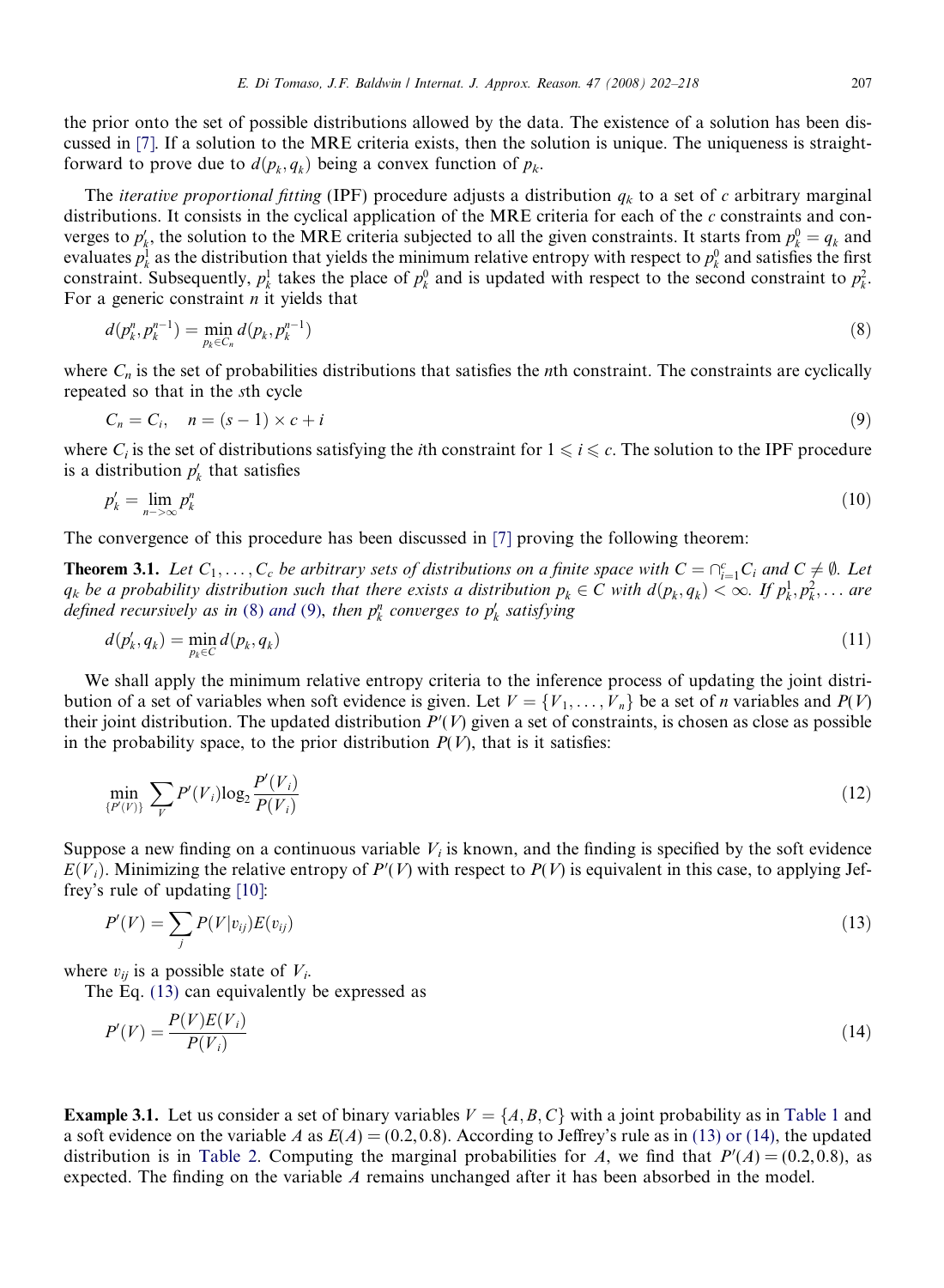the prior onto the set of possible distributions allowed by the data. The existence of a solution has been discussed in [7]. If a solution to the MRE criteria exists, then the solution is unique. The uniqueness is straightforward to prove due to $d(p_k, q_k)$ being a convex function of $p_k$.

The *iterative proportional fitting* (IPF) procedure adjusts a distribution $q_k$ to a set of $c$ arbitrary marginal distributions. It consists in the cyclical application of the MRE criteria for each of the $c$ constraints and converges to $p'_k$, the solution to the MRE criteria subjected to all the given constraints. It starts from $p^0_k = q_k$ and evaluates $p^1_k$ as the distribution that yields the minimum relative entropy with respect to $p^0_k$ and satisfies the first constraint. Subsequently, $p^1_k$ takes the place of $p^0_k$ and is updated with respect to the second constraint to $p^2_k$. For a generic constraint $n$ it yields that

$$d(p^n_k, p^{n-1}_k) = \min_{p_k \in C_n} d(p_k, p^{n-1}_k) \tag{8}$$

where $C_n$ is the set of probabilities distributions that satisfies the $n$th constraint. The constraints are cyclically repeated so that in the $s$th cycle

$$C_n = C_i, \quad n = (s-1) \times c + i \tag{9}$$

where $C_i$ is the set of distributions satisfying the $i$th constraint for $1 \leqslant i \leqslant c$. The solution to the IPF procedure is a distribution $p'_k$ that satisfies

$$p'_k = \lim_{n \to \infty} p^n_k \tag{10}$$

The convergence of this procedure has been discussed in [7] proving the following theorem:

**Theorem 3.1.** *Let $C_1, \ldots, C_c$ be arbitrary sets of distributions on a finite space with $C = \cap_{i=1}^{c} C_i$ and $C \neq \emptyset$. Let $q_k$ be a probability distribution such that there exists a distribution $p_k \in C$ with $d(p_k, q_k) < \infty$. If $p^1_k, p^2_k, \ldots$ are defined recursively as in (8) and (9), then $p^n_k$ converges to $p'_k$ satisfying*

$$d(p'_k, q_k) = \min_{p_k \in C} d(p_k, q_k) \tag{11}$$

We shall apply the minimum relative entropy criteria to the inference process of updating the joint distribution of a set of variables when soft evidence is given. Let $V = \{V_1, \ldots, V_n\}$ be a set of $n$ variables and $P(V)$ their joint distribution. The updated distribution $P'(V)$ given a set of constraints, is chosen as close as possible in the probability space, to the prior distribution $P(V)$, that is it satisfies:

$$\min_{\{P'(V)\}} \sum_{V} P'(V_i) \log_2 \frac{P'(V_i)}{P(V_i)} \tag{12}$$

Suppose a new finding on a continuous variable $V_i$ is known, and the finding is specified by the soft evidence $E(V_i)$. Minimizing the relative entropy of $P'(V)$ with respect to $P(V)$ is equivalent in this case, to applying Jeffrey's rule of updating [10]:

$$P'(V) = \sum_j P(V|v_{ij}) E(v_{ij}) \tag{13}$$

where $v_{ij}$ is a possible state of $V_i$.

The Eq. (13) can equivalently be expressed as

$$P'(V) = \frac{P(V)E(V_i)}{P(V_i)} \tag{14}$$

**Example 3.1.** Let us consider a set of binary variables $V = \{A, B, C\}$ with a joint probability as in Table 1 and a soft evidence on the variable $A$ as $E(A) = (0.2, 0.8)$. According to Jeffrey's rule as in (13) or (14), the updated distribution is in Table 2. Computing the marginal probabilities for $A$, we find that $P'(A) = (0.2, 0.8)$, as expected. The finding on the variable $A$ remains unchanged after it has been absorbed in the model.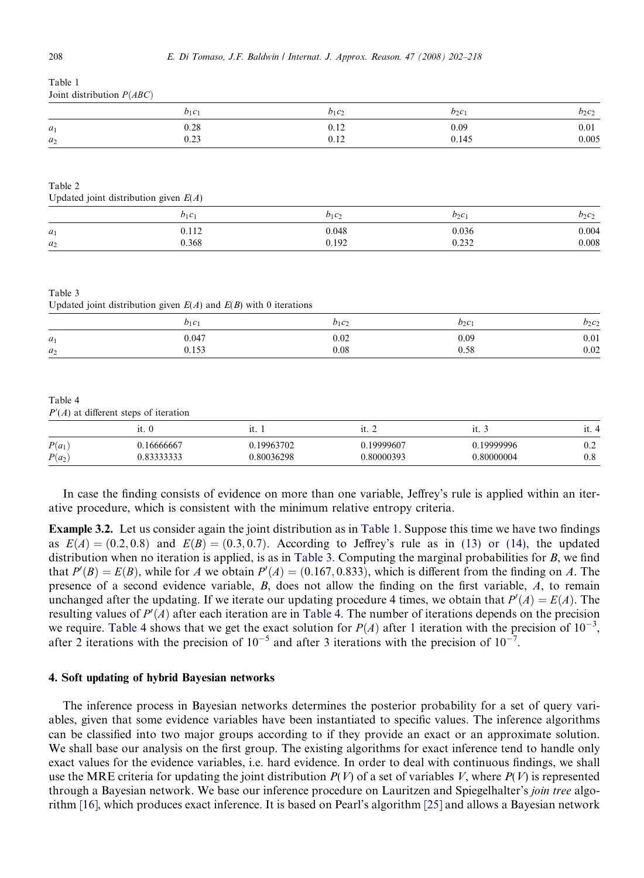Table 1
Joint distribution $P(ABC)$

| | $b_1c_1$ | $b_1c_2$ | $b_2c_1$ | $b_2c_2$ |
|---|---|---|---|---|
| $a_1$ | 0.28 | 0.12 | 0.09 | 0.01 |
| $a_2$ | 0.23 | 0.12 | 0.145 | 0.005 |

Table 2
Updated joint distribution given $E(A)$

| | $b_1c_1$ | $b_1c_2$ | $b_2c_1$ | $b_2c_2$ |
|---|---|---|---|---|
| $a_1$ | 0.112 | 0.048 | 0.036 | 0.004 |
| $a_2$ | 0.368 | 0.192 | 0.232 | 0.008 |

Table 3
Updated joint distribution given $E(A)$ and $E(B)$ with 0 iterations

| | $b_1c_1$ | $b_1c_2$ | $b_2c_1$ | $b_2c_2$ |
|---|---|---|---|---|
| $a_1$ | 0.047 | 0.02 | 0.09 | 0.01 |
| $a_2$ | 0.153 | 0.08 | 0.58 | 0.02 |

Table 4
$P'(A)$ at different steps of iteration

| | it. 0 | it. 1 | it. 2 | it. 3 | it. 4 |
|---|---|---|---|---|---|
| $P(a_1)$ | 0.16666667 | 0.19963702 | 0.19999607 | 0.19999996 | 0.2 |
| $P(a_2)$ | 0.83333333 | 0.80036298 | 0.80000393 | 0.80000004 | 0.8 |

In case the finding consists of evidence on more than one variable, Jeffrey's rule is applied within an iterative procedure, which is consistent with the minimum relative entropy criteria.

**Example 3.2.** Let us consider again the joint distribution as in Table 1. Suppose this time we have two findings as $E(A) = (0.2, 0.8)$ and $E(B) = (0.3, 0.7)$. According to Jeffrey's rule as in (13) or (14), the updated distribution when no iteration is applied, is as in Table 3. Computing the marginal probabilities for $B$, we find that $P'(B) = E(B)$, while for $A$ we obtain $P'(A) = (0.167, 0.833)$, which is different from the finding on $A$. The presence of a second evidence variable, $B$, does not allow the finding on the first variable, $A$, to remain unchanged after the updating. If we iterate our updating procedure 4 times, we obtain that $P'(A) = E(A)$. The resulting values of $P'(A)$ after each iteration are in Table 4. The number of iterations depends on the precision we require. Table 4 shows that we get the exact solution for $P(A)$ after 1 iteration with the precision of $10^{-3}$, after 2 iterations with the precision of $10^{-5}$ and after 3 iterations with the precision of $10^{-7}$.

## 4. Soft updating of hybrid Bayesian networks

The inference process in Bayesian networks determines the posterior probability for a set of query variables, given that some evidence variables have been instantiated to specific values. The inference algorithms can be classified into two major groups according to if they provide an exact or an approximate solution. We shall base our analysis on the first group. The existing algorithms for exact inference tend to handle only exact values for the evidence variables, i.e. hard evidence. In order to deal with continuous findings, we shall use the MRE criteria for updating the joint distribution $P(V)$ of a set of variables $V$, where $P(V)$ is represented through a Bayesian network. We base our inference procedure on Lauritzen and Spiegelhalter's *join tree* algorithm [16], which produces exact inference. It is based on Pearl's algorithm [25] and allows a Bayesian network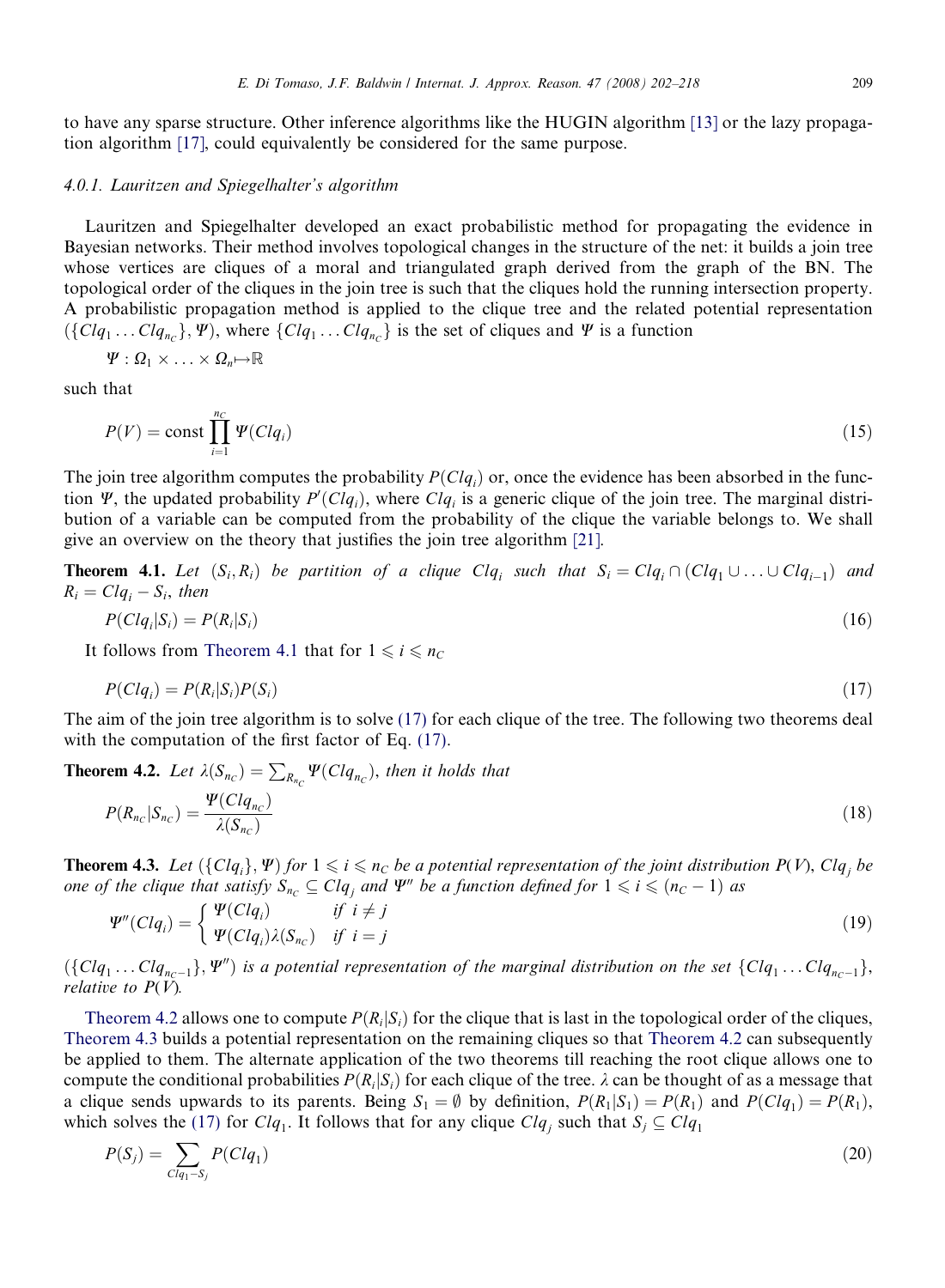to have any sparse structure. Other inference algorithms like the HUGIN algorithm [13] or the lazy propagation algorithm [17], could equivalently be considered for the same purpose.

#### 4.0.1. Lauritzen and Spiegelhalter's algorithm

Lauritzen and Spiegelhalter developed an exact probabilistic method for propagating the evidence in Bayesian networks. Their method involves topological changes in the structure of the net: it builds a join tree whose vertices are cliques of a moral and triangulated graph derived from the graph of the BN. The topological order of the cliques in the join tree is such that the cliques hold the running intersection property. A probabilistic propagation method is applied to the clique tree and the related potential representation $(\{Clq_1 \ldots Clq_{n_C}\}, \Psi)$, where $\{Clq_1 \ldots Clq_{n_C}\}$ is the set of cliques and $\Psi$ is a function

$$\Psi : \Omega_1 \times \ldots \times \Omega_n \mapsto \mathbb{R}$$

such that

$$P(V) = \text{const} \prod_{i=1}^{n_C} \Psi(Clq_i) \tag{15}$$

The join tree algorithm computes the probability $P(Clq_i)$ or, once the evidence has been absorbed in the function $\Psi$, the updated probability $P'(Clq_i)$, where $Clq_i$ is a generic clique of the join tree. The marginal distribution of a variable can be computed from the probability of the clique the variable belongs to. We shall give an overview on the theory that justifies the join tree algorithm [21].

**Theorem 4.1.** *Let $(S_i, R_i)$ be partition of a clique $Clq_i$ such that $S_i = Clq_i \cap (Clq_1 \cup \ldots \cup Clq_{i-1})$ and $R_i = Clq_i - S_i$, then*

$$P(Clq_i|S_i) = P(R_i|S_i) \tag{16}$$

It follows from Theorem 4.1 that for $1 \leqslant i \leqslant n_C$

$$P(Clq_i) = P(R_i|S_i)P(S_i) \tag{17}$$

The aim of the join tree algorithm is to solve (17) for each clique of the tree. The following two theorems deal with the computation of the first factor of Eq. (17).

**Theorem 4.2.** *Let $\lambda(S_{n_C}) = \sum_{R_{n_C}} \Psi(Clq_{n_C})$, then it holds that*

$$P(R_{n_C}|S_{n_C}) = \frac{\Psi(Clq_{n_C})}{\lambda(S_{n_C})} \tag{18}$$

**Theorem 4.3.** *Let $(\{Clq_i\}, \Psi)$ for $1 \leqslant i \leqslant n_C$ be a potential representation of the joint distribution $P(V)$, $Clq_j$ be one of the clique that satisfy $S_{n_C} \subseteq Clq_j$ and $\Psi''$ be a function defined for $1 \leqslant i \leqslant (n_C - 1)$ as*

$$\Psi''(Clq_i) = \begin{cases} \Psi(Clq_i) & \text{if } i \neq j \\ \Psi(Clq_i)\lambda(S_{n_C}) & \text{if } i = j \end{cases} \tag{19}$$

*$(\{Clq_1 \ldots Clq_{n_C - 1}\}, \Psi'')$ is a potential representation of the marginal distribution on the set $\{Clq_1 \ldots Clq_{n_C - 1}\}$, relative to $P(V)$.*

Theorem 4.2 allows one to compute $P(R_i|S_i)$ for the clique that is last in the topological order of the cliques, Theorem 4.3 builds a potential representation on the remaining cliques so that Theorem 4.2 can subsequently be applied to them. The alternate application of the two theorems till reaching the root clique allows one to compute the conditional probabilities $P(R_i|S_i)$ for each clique of the tree. $\lambda$ can be thought of as a message that a clique sends upwards to its parents. Being $S_1 = \emptyset$ by definition, $P(R_1|S_1) = P(R_1)$ and $P(Clq_1) = P(R_1)$, which solves the (17) for $Clq_1$. It follows that for any clique $Clq_j$ such that $S_j \subseteq Clq_1$

$$P(S_j) = \sum_{Clq_1 - S_j} P(Clq_1) \tag{20}$$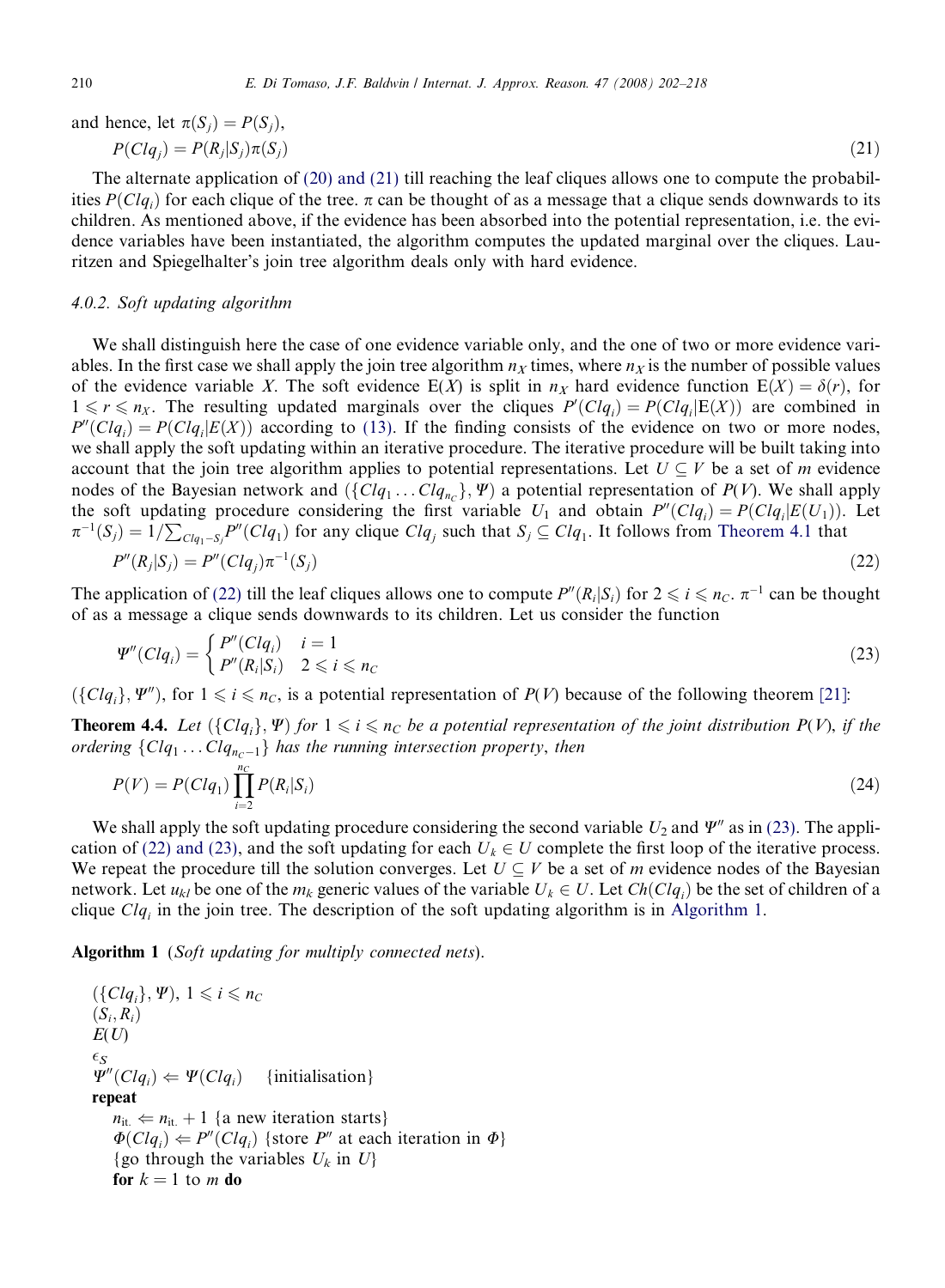and hence, let $\pi(S_j) = P(S_j)$,

$$P(Clq_j) = P(R_j|S_j)\pi(S_j) \tag{21}$$

The alternate application of (20) and (21) till reaching the leaf cliques allows one to compute the probabilities $P(Clq_i)$ for each clique of the tree. $\pi$ can be thought of as a message that a clique sends downwards to its children. As mentioned above, if the evidence has been absorbed into the potential representation, i.e. the evidence variables have been instantiated, the algorithm computes the updated marginal over the cliques. Lauritzen and Spiegelhalter's join tree algorithm deals only with hard evidence.

#### 4.0.2. Soft updating algorithm

We shall distinguish here the case of one evidence variable only, and the one of two or more evidence variables. In the first case we shall apply the join tree algorithm $n_X$ times, where $n_X$ is the number of possible values of the evidence variable $X$. The soft evidence $\mathrm{E}(X)$ is split in $n_X$ hard evidence function $\mathrm{E}(X) = \delta(r)$, for $1 \leqslant r \leqslant n_X$. The resulting updated marginals over the cliques $P'(Clq_i) = P(Clq_i|\mathrm{E}(X))$ are combined in $P''(Clq_i) = P(Clq_i|E(X))$ according to (13). If the finding consists of the evidence on two or more nodes, we shall apply the soft updating within an iterative procedure. The iterative procedure will be built taking into account that the join tree algorithm applies to potential representations. Let $U \subseteq V$ be a set of $m$ evidence nodes of the Bayesian network and $(\{Clq_1 \ldots Clq_{n_C}\}, \Psi)$ a potential representation of $P(V)$. We shall apply the soft updating procedure considering the first variable $U_1$ and obtain $P''(Clq_i) = P(Clq_i|E(U_1))$. Let $\pi^{-1}(S_j) = 1/\sum_{Clq_1 - S_j} P''(Clq_1)$ for any clique $Clq_j$ such that $S_j \subseteq Clq_1$. It follows from Theorem 4.1 that

$$P''(R_j|S_j) = P''(Clq_j)\pi^{-1}(S_j) \tag{22}$$

The application of (22) till the leaf cliques allows one to compute $P''(R_i|S_i)$ for $2 \leqslant i \leqslant n_C$. $\pi^{-1}$ can be thought of as a message a clique sends downwards to its children. Let us consider the function

$$\Psi''(Clq_i) = \begin{cases} P''(Clq_i) & i = 1 \\ P''(R_i|S_i) & 2 \leqslant i \leqslant n_C \end{cases} \tag{23}$$

$(\{Clq_i\}, \Psi'')$, for $1 \leqslant i \leqslant n_C$, is a potential representation of $P(V)$ because of the following theorem [21]:

**Theorem 4.4.** *Let $(\{Clq_i\}, \Psi)$ for $1 \leqslant i \leqslant n_C$ be a potential representation of the joint distribution $P(V)$, if the ordering $\{Clq_1 \ldots Clq_{n_C - 1}\}$ has the running intersection property, then*

$$P(V) = P(Clq_1)\prod_{i=2}^{n_C} P(R_i|S_i) \tag{24}$$

We shall apply the soft updating procedure considering the second variable $U_2$ and $\Psi''$ as in (23). The application of (22) and (23), and the soft updating for each $U_k \in U$ complete the first loop of the iterative process. We repeat the procedure till the solution converges. Let $U \subseteq V$ be a set of $m$ evidence nodes of the Bayesian network. Let $u_{kl}$ be one of the $m_k$ generic values of the variable $U_k \in U$. Let $Ch(Clq_i)$ be the set of children of a clique $Clq_i$ in the join tree. The description of the soft updating algorithm is in Algorithm 1.

**Algorithm 1** (*Soft updating for multiply connected nets*).

$(\{Clq_i\}, \Psi)$, $1 \leqslant i \leqslant n_C$  
$(S_i, R_i)$  
$E(U)$  
$\epsilon_S$  
$\Psi''(Clq_i) \Leftarrow \Psi(Clq_i)$ {initialisation}  
**repeat**  
  $n_{\text{it.}} \Leftarrow n_{\text{it.}} + 1$ {a new iteration starts}  
  $\Phi(Clq_i) \Leftarrow P''(Clq_i)$ {store $P''$ at each iteration in $\Phi$}  
  {go through the variables $U_k$ in $U$}  
  **for** $k = 1$ to $m$ **do**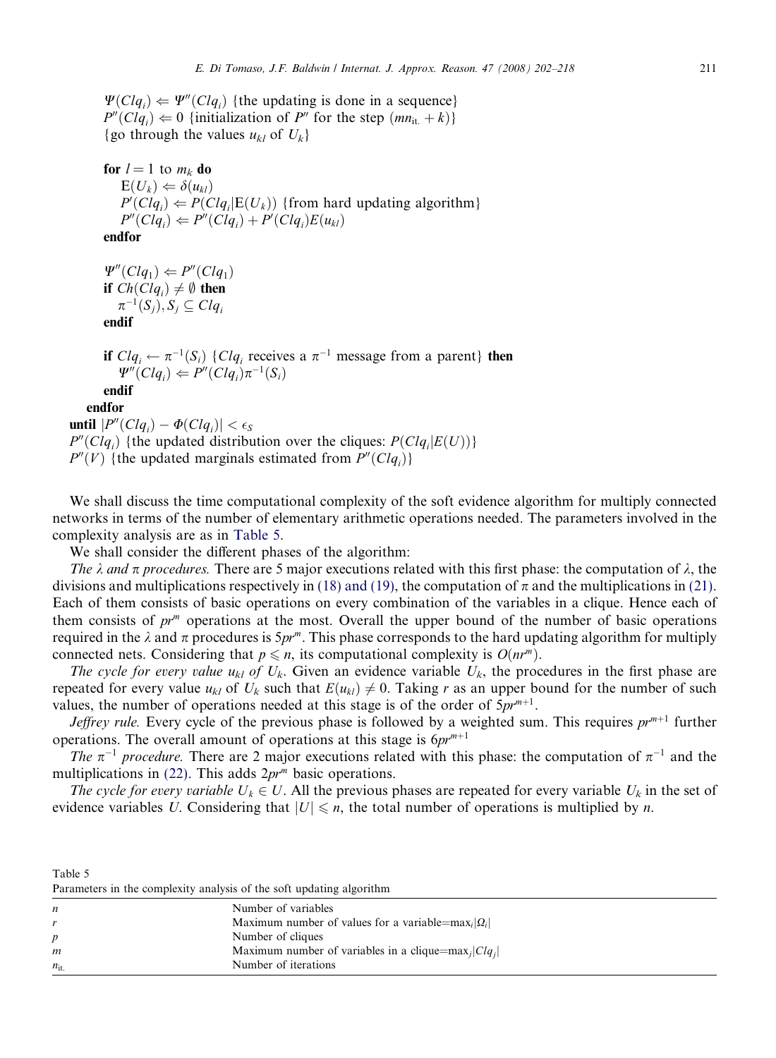$\Psi(Clq_i) \Leftarrow \Psi''(Clq_i)$ {the updating is done in a sequence}
$P''(Clq_i) \Leftarrow 0$ {initialization of $P''$ for the step $(mn_{\text{it.}} + k)$}
{go through the values $u_{kl}$ of $U_k$}

**for** $l = 1$ to $m_k$ **do**
  $\mathrm{E}(U_k) \Leftarrow \delta(u_{kl})$
  $P'(Clq_i) \Leftarrow P(Clq_i|\mathrm{E}(U_k))$ {from hard updating algorithm}
  $P''(Clq_i) \Leftarrow P''(Clq_i) + P'(Clq_i)E(u_{kl})$
**endfor**

$\Psi''(Clq_1) \Leftarrow P''(Clq_1)$
**if** $Ch(Clq_i) \neq \emptyset$ **then**
  $\pi^{-1}(S_j), S_j \subseteq Clq_i$
**endif**

**if** $Clq_i \leftarrow \pi^{-1}(S_i)$ {$Clq_i$ receives a $\pi^{-1}$ message from a parent} **then**
  $\Psi''(Clq_i) \Leftarrow P''(Clq_i)\pi^{-1}(S_i)$
**endif**
**endfor**
**until** $|P''(Clq_i) - \Phi(Clq_i)| < \epsilon_S$
$P''(Clq_i)$ {the updated distribution over the cliques: $P(Clq_i|E(U))$}
$P''(V)$ {the updated marginals estimated from $P''(Clq_i)$}

We shall discuss the time computational complexity of the soft evidence algorithm for multiply connected networks in terms of the number of elementary arithmetic operations needed. The parameters involved in the complexity analysis are as in Table 5.

We shall consider the different phases of the algorithm:

*The $\lambda$ and $\pi$ procedures.* There are 5 major executions related with this first phase: the computation of $\lambda$, the divisions and multiplications respectively in (18) and (19), the computation of $\pi$ and the multiplications in (21). Each of them consists of basic operations on every combination of the variables in a clique. Hence each of them consists of $pr^m$ operations at the most. Overall the upper bound of the number of basic operations required in the $\lambda$ and $\pi$ procedures is $5pr^m$. This phase corresponds to the hard updating algorithm for multiply connected nets. Considering that $p \leqslant n$, its computational complexity is $O(nr^m)$.

*The cycle for every value $u_{kl}$ of $U_k$.* Given an evidence variable $U_k$, the procedures in the first phase are repeated for every value $u_{kl}$ of $U_k$ such that $E(u_{kl}) \neq 0$. Taking $r$ as an upper bound for the number of such values, the number of operations needed at this stage is of the order of $5pr^{m+1}$.

*Jeffrey rule.* Every cycle of the previous phase is followed by a weighted sum. This requires $pr^{m+1}$ further operations. The overall amount of operations at this stage is $6pr^{m+1}$

*The $\pi^{-1}$ procedure.* There are 2 major executions related with this phase: the computation of $\pi^{-1}$ and the multiplications in (22). This adds $2pr^m$ basic operations.

*The cycle for every variable $U_k \in U$.* All the previous phases are repeated for every variable $U_k$ in the set of evidence variables $U$. Considering that $|U| \leqslant n$, the total number of operations is multiplied by $n$.

Table 5
Parameters in the complexity analysis of the soft updating algorithm

| | |
|---|---|
| $n$ | Number of variables |
| $r$ | Maximum number of values for a variable$=\max_i|\Omega_i|$ |
| $p$ | Number of cliques |
| $m$ | Maximum number of variables in a clique$=\max_j|Clq_j|$ |
| $n_{\text{it.}}$ | Number of iterations |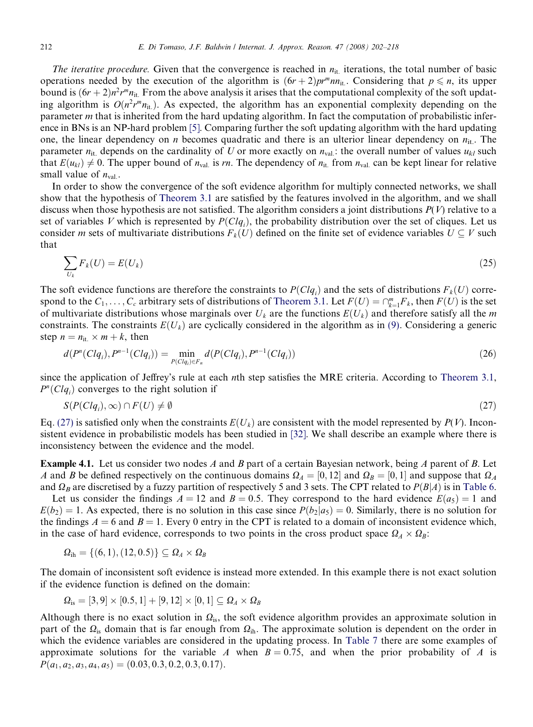*The iterative procedure.* Given that the convergence is reached in $n_{\text{it.}}$ iterations, the total number of basic operations needed by the execution of the algorithm is $(6r+2)pr^m nn_{\text{it.}}$. Considering that $p \leqslant n$, its upper bound is $(6r+2)n^2r^m n_{\text{it.}}$ From the above analysis it arises that the computational complexity of the soft updating algorithm is $O(n^2r^m n_{\text{it.}})$. As expected, the algorithm has an exponential complexity depending on the parameter $m$ that is inherited from the hard updating algorithm. In fact the computation of probabilistic inference in BNs is an NP-hard problem [5]. Comparing further the soft updating algorithm with the hard updating one, the linear dependency on $n$ becomes quadratic and there is an ulterior linear dependency on $n_{\text{it.}}$. The parameter $n_{\text{it.}}$ depends on the cardinality of $U$ or more exactly on $n_{\text{val.}}$: the overall number of values $u_{kl}$ such that $E(u_{kl}) \neq 0$. The upper bound of $n_{\text{val.}}$ is $rn$. The dependency of $n_{\text{it.}}$ from $n_{\text{val.}}$ can be kept linear for relative small value of $n_{\text{val.}}$.

In order to show the convergence of the soft evidence algorithm for multiply connected networks, we shall show that the hypothesis of Theorem 3.1 are satisfied by the features involved in the algorithm, and we shall discuss when those hypothesis are not satisfied. The algorithm considers a joint distributions $P(V)$ relative to a set of variables $V$ which is represented by $P(Clq_i)$, the probability distribution over the set of cliques. Let us consider $m$ sets of multivariate distributions $F_k(U)$ defined on the finite set of evidence variables $U \subseteq V$ such that

$$\sum_{U_k} F_k(U) = E(U_k) \tag{25}$$

The soft evidence functions are therefore the constraints to $P(Clq_i)$ and the sets of distributions $F_k(U)$ correspond to the $C_1, \ldots, C_c$ arbitrary sets of distributions of Theorem 3.1. Let $F(U) = \cap_{k=1}^m F_k$, then $F(U)$ is the set of multivariate distributions whose marginals over $U_k$ are the functions $E(U_k)$ and therefore satisfy all the $m$ constraints. The constraints $E(U_k)$ are cyclically considered in the algorithm as in (9). Considering a generic step $n = n_{\text{it.}} \times m + k$, then

$$d(P^n(Clq_i), P^{n-1}(Clq_i)) = \min_{P(Clq_i) \in F_n} d(P(Clq_i), P^{n-1}(Clq_i)) \tag{26}$$

since the application of Jeffrey's rule at each $n$th step satisfies the MRE criteria. According to Theorem 3.1, $P^n(Clq_i)$ converges to the right solution if

$$S(P(Clq_i), \infty) \cap F(U) \neq \emptyset \tag{27}$$

Eq. (27) is satisfied only when the constraints $E(U_k)$ are consistent with the model represented by $P(V)$. Inconsistent evidence in probabilistic models has been studied in [32]. We shall describe an example where there is inconsistency between the evidence and the model.

**Example 4.1.** Let us consider two nodes $A$ and $B$ part of a certain Bayesian network, being $A$ parent of $B$. Let $A$ and $B$ be defined respectively on the continuous domains $\Omega_A = [0, 12]$ and $\Omega_B = [0, 1]$ and suppose that $\Omega_A$ and $\Omega_B$ are discretised by a fuzzy partition of respectively 5 and 3 sets. The CPT related to $P(B|A)$ is in Table 6.

Let us consider the findings $A = 12$ and $B = 0.5$. They correspond to the hard evidence $E(a_5) = 1$ and $E(b_2) = 1$. As expected, there is no solution in this case since $P(b_2|a_5) = 0$. Similarly, there is no solution for the findings $A = 6$ and $B = 1$. Every 0 entry in the CPT is related to a domain of inconsistent evidence which, in the case of hard evidence, corresponds to two points in the cross product space $\Omega_A \times \Omega_B$:

$$\Omega_{\text{ih}} = \{(6, 1), (12, 0.5)\} \subseteq \Omega_A \times \Omega_B$$

The domain of inconsistent soft evidence is instead more extended. In this example there is not exact solution if the evidence function is defined on the domain:

$$\Omega_{\text{is}} = [3, 9] \times [0.5, 1] + [9, 12] \times [0, 1] \subseteq \Omega_A \times \Omega_B$$

Although there is no exact solution in $\Omega_{\text{is}}$, the soft evidence algorithm provides an approximate solution in part of the $\Omega_{\text{is}}$ domain that is far enough from $\Omega_{\text{ih}}$. The approximate solution is dependent on the order in which the evidence variables are considered in the updating process. In Table 7 there are some examples of approximate solutions for the variable $A$ when $B = 0.75$, and when the prior probability of $A$ is $P(a_1, a_2, a_3, a_4, a_5) = (0.03, 0.3, 0.2, 0.3, 0.17)$.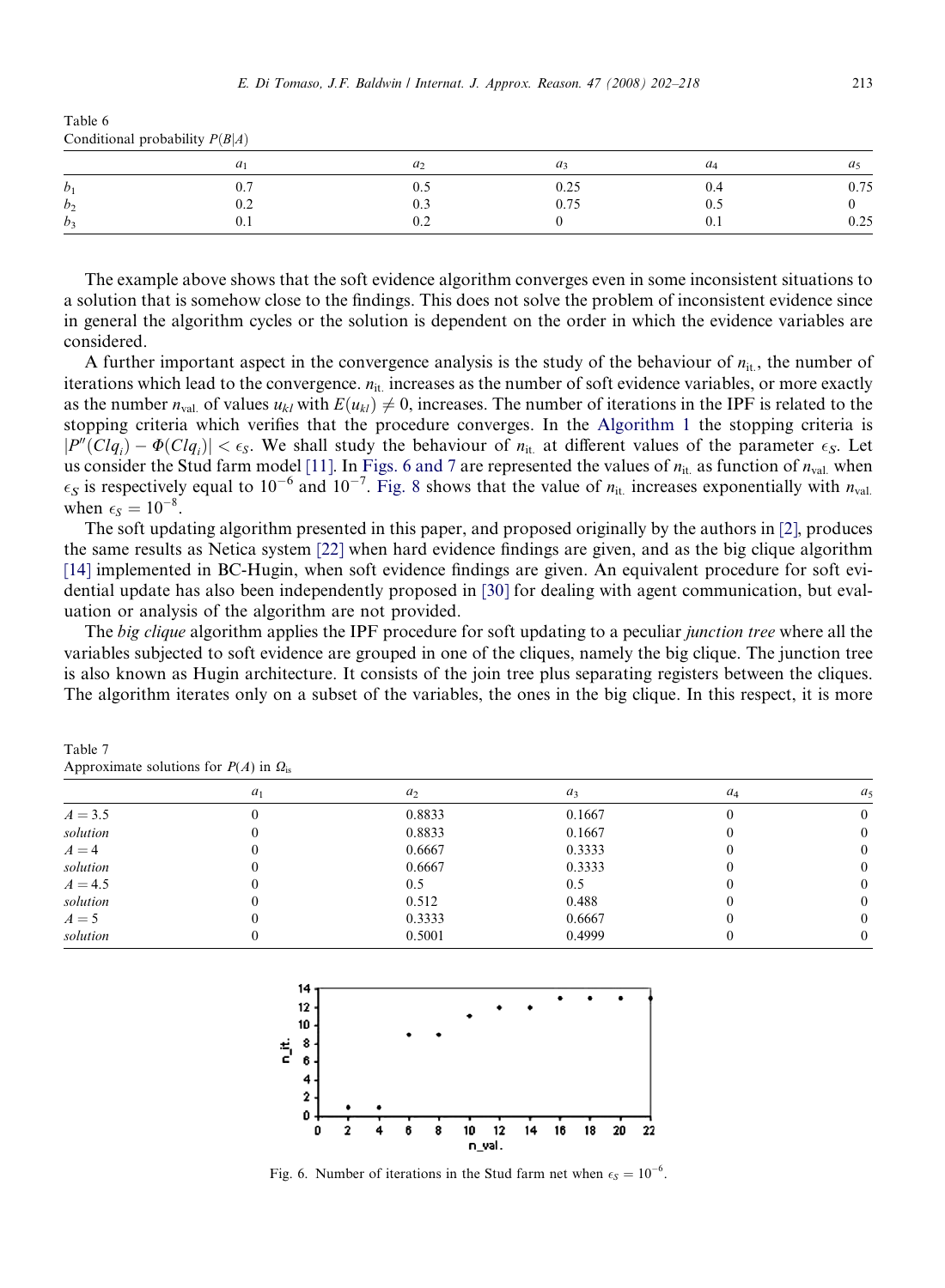Table 6
Conditional probability $P(B|A)$

| | $a_1$ | $a_2$ | $a_3$ | $a_4$ | $a_5$ |
|---|---|---|---|---|---|
| $b_1$ | 0.7 | 0.5 | 0.25 | 0.4 | 0.75 |
| $b_2$ | 0.2 | 0.3 | 0.75 | 0.5 | 0 |
| $b_3$ | 0.1 | 0.2 | 0 | 0.1 | 0.25 |

The example above shows that the soft evidence algorithm converges even in some inconsistent situations to a solution that is somehow close to the findings. This does not solve the problem of inconsistent evidence since in general the algorithm cycles or the solution is dependent on the order in which the evidence variables are considered.

A further important aspect in the convergence analysis is the study of the behaviour of $n_{\text{it.}}$, the number of iterations which lead to the convergence. $n_{\text{it.}}$ increases as the number of soft evidence variables, or more exactly as the number $n_{\text{val.}}$ of values $u_{kl}$ with $E(u_{kl}) \neq 0$, increases. The number of iterations in the IPF is related to the stopping criteria which verifies that the procedure converges. In the Algorithm 1 the stopping criteria is $|P''(Clq_i) - \Phi(Clq_i)| < \epsilon_S$. We shall study the behaviour of $n_{\text{it.}}$ at different values of the parameter $\epsilon_S$. Let us consider the Stud farm model [11]. In Figs. 6 and 7 are represented the values of $n_{\text{it.}}$ as function of $n_{\text{val.}}$ when $\epsilon_S$ is respectively equal to $10^{-6}$ and $10^{-7}$. Fig. 8 shows that the value of $n_{\text{it.}}$ increases exponentially with $n_{\text{val.}}$ when $\epsilon_S = 10^{-8}$.

The soft updating algorithm presented in this paper, and proposed originally by the authors in [2], produces the same results as Netica system [22] when hard evidence findings are given, and as the big clique algorithm [14] implemented in BC-Hugin, when soft evidence findings are given. An equivalent procedure for soft evidential update has also been independently proposed in [30] for dealing with agent communication, but evaluation or analysis of the algorithm are not provided.

The *big clique* algorithm applies the IPF procedure for soft updating to a peculiar *junction tree* where all the variables subjected to soft evidence are grouped in one of the cliques, namely the big clique. The junction tree is also known as Hugin architecture. It consists of the join tree plus separating registers between the cliques. The algorithm iterates only on a subset of the variables, the ones in the big clique. In this respect, it is more

Table 7
Approximate solutions for $P(A)$ in $\Omega_{\text{is}}$

| | $a_1$ | $a_2$ | $a_3$ | $a_4$ | $a_5$ |
|---|---|---|---|---|---|
| $A = 3.5$ | 0 | 0.8833 | 0.1667 | 0 | 0 |
| *solution* | 0 | 0.8833 | 0.1667 | 0 | 0 |
| $A = 4$ | 0 | 0.6667 | 0.3333 | 0 | 0 |
| *solution* | 0 | 0.6667 | 0.3333 | 0 | 0 |
| $A = 4.5$ | 0 | 0.5 | 0.5 | 0 | 0 |
| *solution* | 0 | 0.512 | 0.488 | 0 | 0 |
| $A = 5$ | 0 | 0.3333 | 0.6667 | 0 | 0 |
| *solution* | 0 | 0.5001 | 0.4999 | 0 | 0 |

Fig. 6. Number of iterations in the Stud farm net when $\epsilon_S = 10^{-6}$.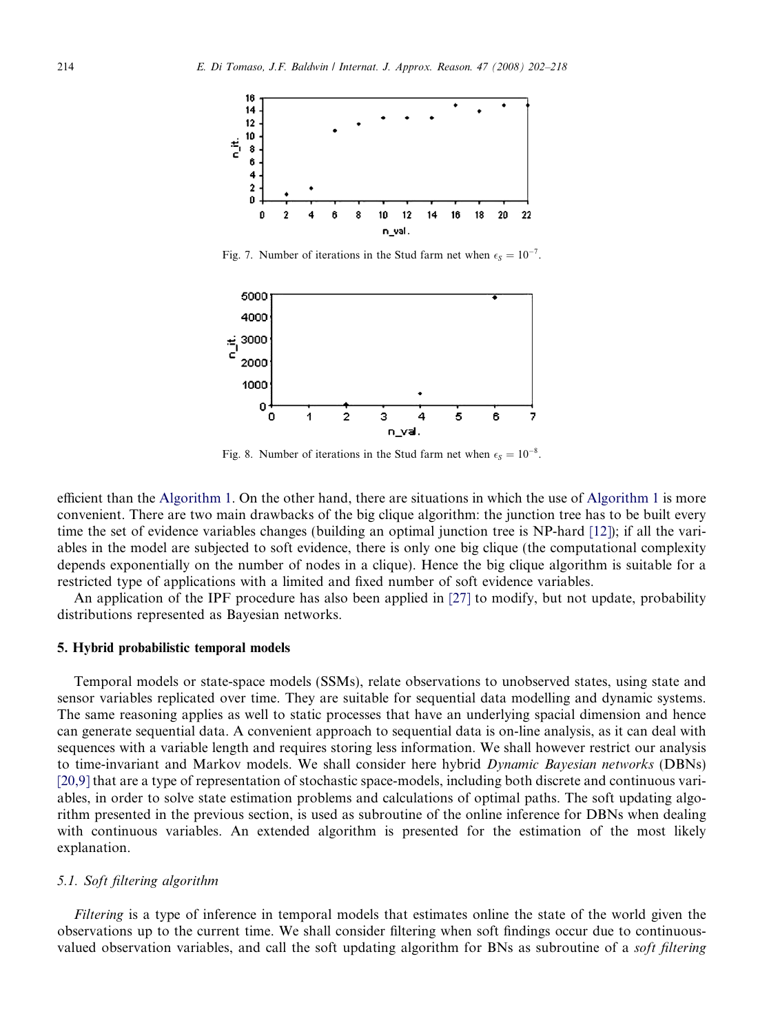Fig. 7. Number of iterations in the Stud farm net when $\epsilon_S = 10^{-7}$.

Fig. 8. Number of iterations in the Stud farm net when $\epsilon_S = 10^{-8}$.

efficient than the Algorithm 1. On the other hand, there are situations in which the use of Algorithm 1 is more convenient. There are two main drawbacks of the big clique algorithm: the junction tree has to be built every time the set of evidence variables changes (building an optimal junction tree is NP-hard [12]); if all the variables in the model are subjected to soft evidence, there is only one big clique (the computational complexity depends exponentially on the number of nodes in a clique). Hence the big clique algorithm is suitable for a restricted type of applications with a limited and fixed number of soft evidence variables.

An application of the IPF procedure has also been applied in [27] to modify, but not update, probability distributions represented as Bayesian networks.

## 5. Hybrid probabilistic temporal models

Temporal models or state-space models (SSMs), relate observations to unobserved states, using state and sensor variables replicated over time. They are suitable for sequential data modelling and dynamic systems. The same reasoning applies as well to static processes that have an underlying spacial dimension and hence can generate sequential data. A convenient approach to sequential data is on-line analysis, as it can deal with sequences with a variable length and requires storing less information. We shall however restrict our analysis to time-invariant and Markov models. We shall consider here hybrid *Dynamic Bayesian networks* (DBNs) [20,9] that are a type of representation of stochastic space-models, including both discrete and continuous variables, in order to solve state estimation problems and calculations of optimal paths. The soft updating algorithm presented in the previous section, is used as subroutine of the online inference for DBNs when dealing with continuous variables. An extended algorithm is presented for the estimation of the most likely explanation.

### 5.1. Soft filtering algorithm

*Filtering* is a type of inference in temporal models that estimates online the state of the world given the observations up to the current time. We shall consider filtering when soft findings occur due to continuous-valued observation variables, and call the soft updating algorithm for BNs as subroutine of a *soft filtering*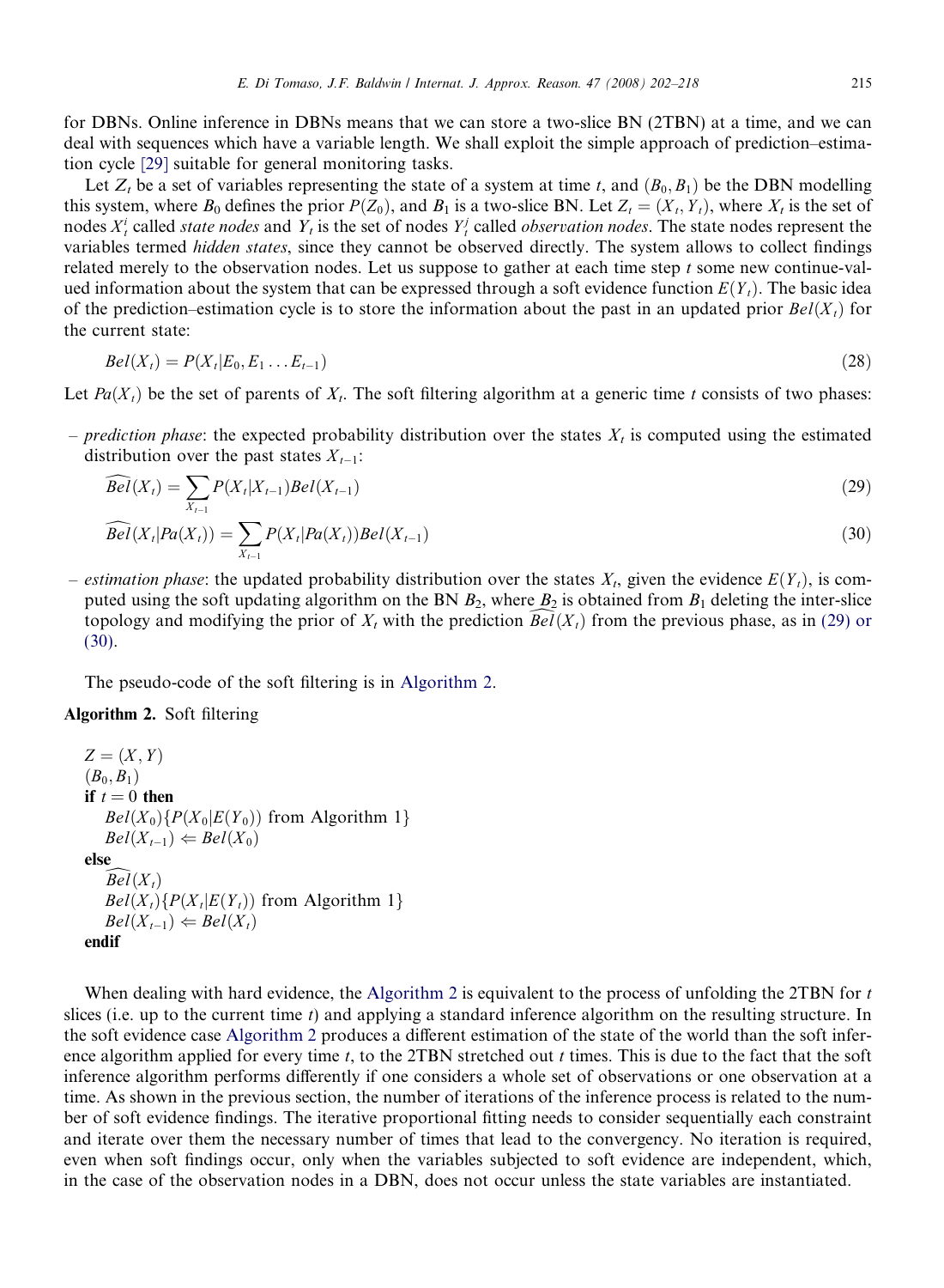for DBNs. Online inference in DBNs means that we can store a two-slice BN (2TBN) at a time, and we can deal with sequences which have a variable length. We shall exploit the simple approach of prediction–estimation cycle [29] suitable for general monitoring tasks.

Let $Z_t$ be a set of variables representing the state of a system at time $t$, and $(B_0, B_1)$ be the DBN modelling this system, where $B_0$ defines the prior $P(Z_0)$, and $B_1$ is a two-slice BN. Let $Z_t = (X_t, Y_t)$, where $X_t$ is the set of nodes $X_t^i$ called *state nodes* and $Y_t$ is the set of nodes $Y_t^j$ called *observation nodes*. The state nodes represent the variables termed *hidden states*, since they cannot be observed directly. The system allows to collect findings related merely to the observation nodes. Let us suppose to gather at each time step $t$ some new continue-valued information about the system that can be expressed through a soft evidence function $E(Y_t)$. The basic idea of the prediction–estimation cycle is to store the information about the past in an updated prior $Bel(X_t)$ for the current state:

$$Bel(X_t) = P(X_t | E_0, E_1 \ldots E_{t-1}) \tag{28}$$

Let $Pa(X_t)$ be the set of parents of $X_t$. The soft filtering algorithm at a generic time $t$ consists of two phases:

- *prediction phase*: the expected probability distribution over the states $X_t$ is computed using the estimated distribution over the past states $X_{t-1}$:

$$\widehat{Bel}(X_t) = \sum_{X_{t-1}} P(X_t | X_{t-1}) Bel(X_{t-1}) \tag{29}$$

$$\widehat{Bel}(X_t | Pa(X_t)) = \sum_{X_{t-1}} P(X_t | Pa(X_t)) Bel(X_{t-1}) \tag{30}$$

- *estimation phase*: the updated probability distribution over the states $X_t$, given the evidence $E(Y_t)$, is computed using the soft updating algorithm on the BN $B_2$, where $B_2$ is obtained from $B_1$ deleting the inter-slice topology and modifying the prior of $X_t$ with the prediction $\widehat{Bel}(X_t)$ from the previous phase, as in (29) or (30).

The pseudo-code of the soft filtering is in Algorithm 2.

**Algorithm 2.** Soft filtering

$Z = (X, Y)$
$(B_0, B_1)$
**if** $t = 0$ **then**
  $Bel(X_0)\{P(X_0 | E(Y_0))$ from Algorithm 1$\}$
  $Bel(X_{t-1}) \Leftarrow Bel(X_0)$
**else**
  $\widehat{Bel}(X_t)$
  $Bel(X_t)\{P(X_t | E(Y_t))$ from Algorithm 1$\}$
  $Bel(X_{t-1}) \Leftarrow Bel(X_t)$
**endif**

When dealing with hard evidence, the Algorithm 2 is equivalent to the process of unfolding the 2TBN for $t$ slices (i.e. up to the current time $t$) and applying a standard inference algorithm on the resulting structure. In the soft evidence case Algorithm 2 produces a different estimation of the state of the world than the soft inference algorithm applied for every time $t$, to the 2TBN stretched out $t$ times. This is due to the fact that the soft inference algorithm performs differently if one considers a whole set of observations or one observation at a time. As shown in the previous section, the number of iterations of the inference process is related to the number of soft evidence findings. The iterative proportional fitting needs to consider sequentially each constraint and iterate over them the necessary number of times that lead to the convergency. No iteration is required, even when soft findings occur, only when the variables subjected to soft evidence are independent, which, in the case of the observation nodes in a DBN, does not occur unless the state variables are instantiated.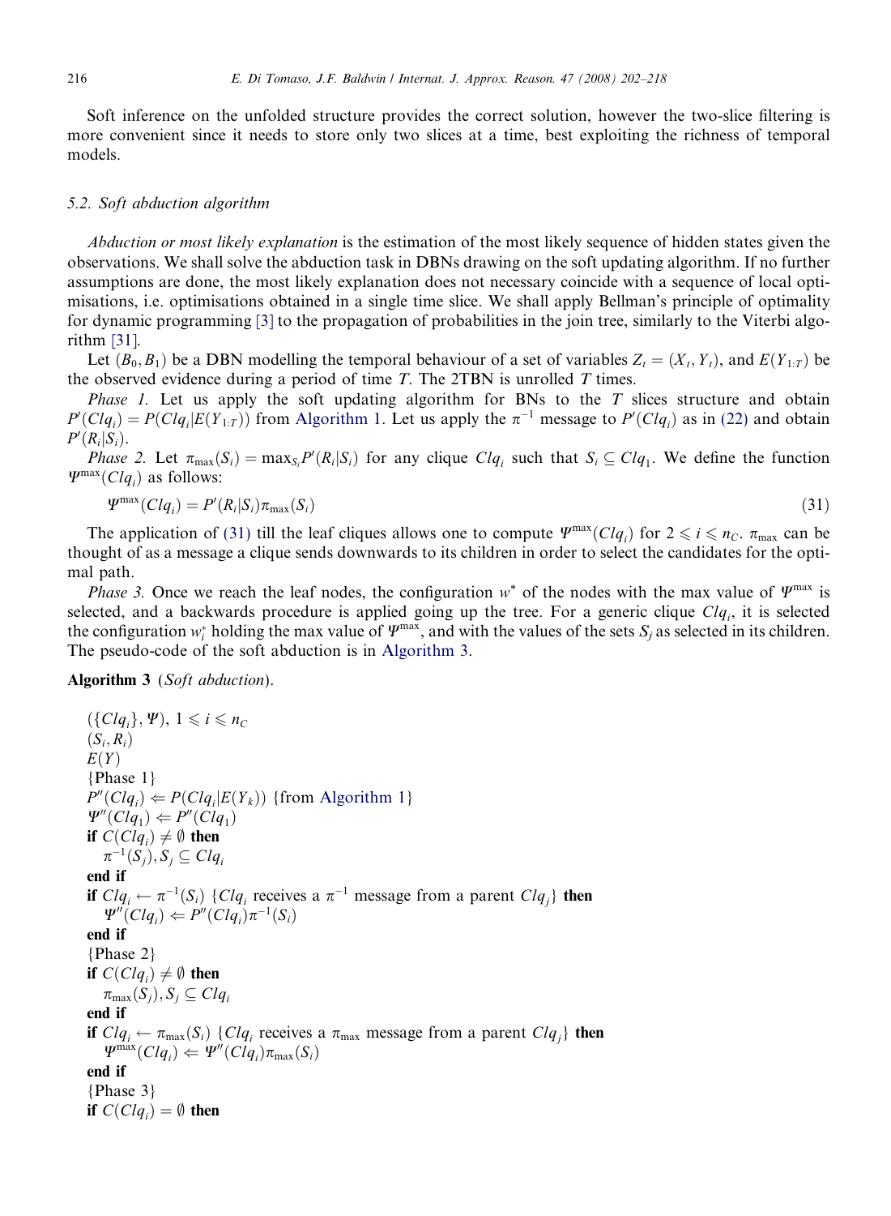Soft inference on the unfolded structure provides the correct solution, however the two-slice filtering is more convenient since it needs to store only two slices at a time, best exploiting the richness of temporal models.

### 5.2. Soft abduction algorithm

*Abduction or most likely explanation* is the estimation of the most likely sequence of hidden states given the observations. We shall solve the abduction task in DBNs drawing on the soft updating algorithm. If no further assumptions are done, the most likely explanation does not necessary coincide with a sequence of local optimisations, i.e. optimisations obtained in a single time slice. We shall apply Bellman's principle of optimality for dynamic programming [3] to the propagation of probabilities in the join tree, similarly to the Viterbi algorithm [31].

Let $(B_0, B_1)$ be a DBN modelling the temporal behaviour of a set of variables $Z_t = (X_t, Y_t)$, and $E(Y_{1:T})$ be the observed evidence during a period of time $T$. The 2TBN is unrolled $T$ times.

*Phase 1.* Let us apply the soft updating algorithm for BNs to the $T$ slices structure and obtain $P'(Clq_i) = P(Clq_i|E(Y_{1:T}))$ from Algorithm 1. Let us apply the $\pi^{-1}$ message to $P'(Clq_i)$ as in (22) and obtain $P'(R_i|S_i)$.

*Phase 2.* Let $\pi_{\max}(S_i) = \max_{S_i} P'(R_i|S_i)$ for any clique $Clq_i$ such that $S_i \subseteq Clq_1$. We define the function $\Psi^{\max}(Clq_i)$ as follows:

$$\Psi^{\max}(Clq_i) = P'(R_i|S_i)\pi_{\max}(S_i) \tag{31}$$

The application of (31) till the leaf cliques allows one to compute $\Psi^{\max}(Clq_i)$ for $2 \leqslant i \leqslant n_C$. $\pi_{\max}$ can be thought of as a message a clique sends downwards to its children in order to select the candidates for the optimal path.

*Phase 3.* Once we reach the leaf nodes, the configuration $w^*$ of the nodes with the max value of $\Psi^{\max}$ is selected, and a backwards procedure is applied going up the tree. For a generic clique $Clq_i$, it is selected the configuration $w_i^*$ holding the max value of $\Psi^{\max}$, and with the values of the sets $S_j$ as selected in its children. The pseudo-code of the soft abduction is in Algorithm 3.

**Algorithm 3** (*Soft abduction*).

$(\{Clq_i\}, \Psi)$, $1 \leqslant i \leqslant n_C$
$(S_i, R_i)$
$E(Y)$
{Phase 1}
$P''(Clq_i) \Leftarrow P(Clq_i|E(Y_k))$ {from Algorithm 1}
$\Psi''(Clq_1) \Leftarrow P''(Clq_1)$
**if** $C(Clq_i) \neq \emptyset$ **then**
  $\pi^{-1}(S_j), S_j \subseteq Clq_i$
**end if**
**if** $Clq_i \leftarrow \pi^{-1}(S_i)$ {$Clq_i$ receives a $\pi^{-1}$ message from a parent $Clq_j$} **then**
  $\Psi''(Clq_i) \Leftarrow P''(Clq_i)\pi^{-1}(S_i)$
**end if**
{Phase 2}
**if** $C(Clq_i) \neq \emptyset$ **then**
  $\pi_{\max}(S_j), S_j \subseteq Clq_i$
**end if**
**if** $Clq_i \leftarrow \pi_{\max}(S_i)$ {$Clq_i$ receives a $\pi_{\max}$ message from a parent $Clq_j$} **then**
  $\Psi^{\max}(Clq_i) \Leftarrow \Psi''(Clq_i)\pi_{\max}(S_i)$
**end if**
{Phase 3}
**if** $C(Clq_i) = \emptyset$ **then**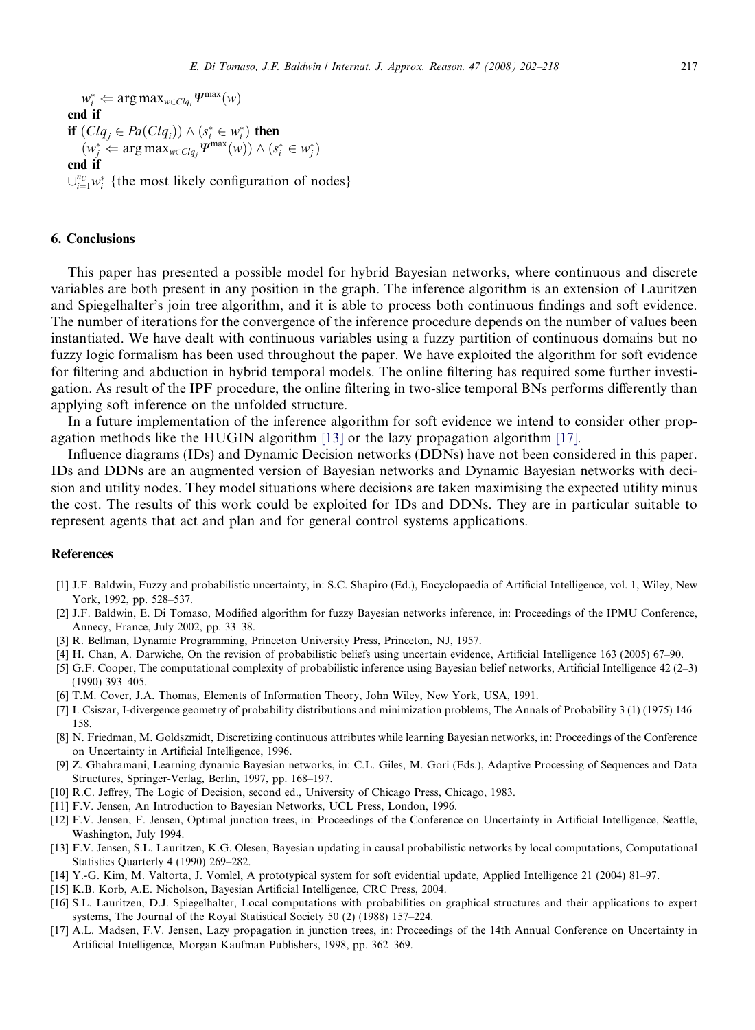$w_i^* \Leftarrow \arg\max_{w \in Clq_i} \Psi^{\max}(w)$
**end if**
**if** $(Clq_j \in Pa(Clq_i)) \wedge (s_i^* \in w_i^*)$ **then**
$(w_j^* \Leftarrow \arg\max_{w \in Clq_j} \Psi^{\max}(w)) \wedge (s_i^* \in w_j^*)$
**end if**
$\cup_{i=1}^{n_C} w_i^*$ {the most likely configuration of nodes}

## 6. Conclusions

This paper has presented a possible model for hybrid Bayesian networks, where continuous and discrete variables are both present in any position in the graph. The inference algorithm is an extension of Lauritzen and Spiegelhalter's join tree algorithm, and it is able to process both continuous findings and soft evidence. The number of iterations for the convergence of the inference procedure depends on the number of values been instantiated. We have dealt with continuous variables using a fuzzy partition of continuous domains but no fuzzy logic formalism has been used throughout the paper. We have exploited the algorithm for soft evidence for filtering and abduction in hybrid temporal models. The online filtering has required some further investigation. As result of the IPF procedure, the online filtering in two-slice temporal BNs performs differently than applying soft inference on the unfolded structure.

In a future implementation of the inference algorithm for soft evidence we intend to consider other propagation methods like the HUGIN algorithm [13] or the lazy propagation algorithm [17].

Influence diagrams (IDs) and Dynamic Decision networks (DDNs) have not been considered in this paper. IDs and DDNs are an augmented version of Bayesian networks and Dynamic Bayesian networks with decision and utility nodes. They model situations where decisions are taken maximising the expected utility minus the cost. The results of this work could be exploited for IDs and DDNs. They are in particular suitable to represent agents that act and plan and for general control systems applications.

## References

[1] J.F. Baldwin, Fuzzy and probabilistic uncertainty, in: S.C. Shapiro (Ed.), Encyclopaedia of Artificial Intelligence, vol. 1, Wiley, New York, 1992, pp. 528–537.

[2] J.F. Baldwin, E. Di Tomaso, Modified algorithm for fuzzy Bayesian networks inference, in: Proceedings of the IPMU Conference, Annecy, France, July 2002, pp. 33–38.

[3] R. Bellman, Dynamic Programming, Princeton University Press, Princeton, NJ, 1957.

[4] H. Chan, A. Darwiche, On the revision of probabilistic beliefs using uncertain evidence, Artificial Intelligence 163 (2005) 67–90.

[5] G.F. Cooper, The computational complexity of probabilistic inference using Bayesian belief networks, Artificial Intelligence 42 (2–3) (1990) 393–405.

[6] T.M. Cover, J.A. Thomas, Elements of Information Theory, John Wiley, New York, USA, 1991.

[7] I. Csiszar, I-divergence geometry of probability distributions and minimization problems, The Annals of Probability 3 (1) (1975) 146–158.

[8] N. Friedman, M. Goldszmidt, Discretizing continuous attributes while learning Bayesian networks, in: Proceedings of the Conference on Uncertainty in Artificial Intelligence, 1996.

[9] Z. Ghahramani, Learning dynamic Bayesian networks, in: C.L. Giles, M. Gori (Eds.), Adaptive Processing of Sequences and Data Structures, Springer-Verlag, Berlin, 1997, pp. 168–197.

[10] R.C. Jeffrey, The Logic of Decision, second ed., University of Chicago Press, Chicago, 1983.

[11] F.V. Jensen, An Introduction to Bayesian Networks, UCL Press, London, 1996.

[12] F.V. Jensen, F. Jensen, Optimal junction trees, in: Proceedings of the Conference on Uncertainty in Artificial Intelligence, Seattle, Washington, July 1994.

[13] F.V. Jensen, S.L. Lauritzen, K.G. Olesen, Bayesian updating in causal probabilistic networks by local computations, Computational Statistics Quarterly 4 (1990) 269–282.

[14] Y.-G. Kim, M. Valtorta, J. Vomlel, A prototypical system for soft evidential update, Applied Intelligence 21 (2004) 81–97.

[15] K.B. Korb, A.E. Nicholson, Bayesian Artificial Intelligence, CRC Press, 2004.

[16] S.L. Lauritzen, D.J. Spiegelhalter, Local computations with probabilities on graphical structures and their applications to expert systems, The Journal of the Royal Statistical Society 50 (2) (1988) 157–224.

[17] A.L. Madsen, F.V. Jensen, Lazy propagation in junction trees, in: Proceedings of the 14th Annual Conference on Uncertainty in Artificial Intelligence, Morgan Kaufman Publishers, 1998, pp. 362–369.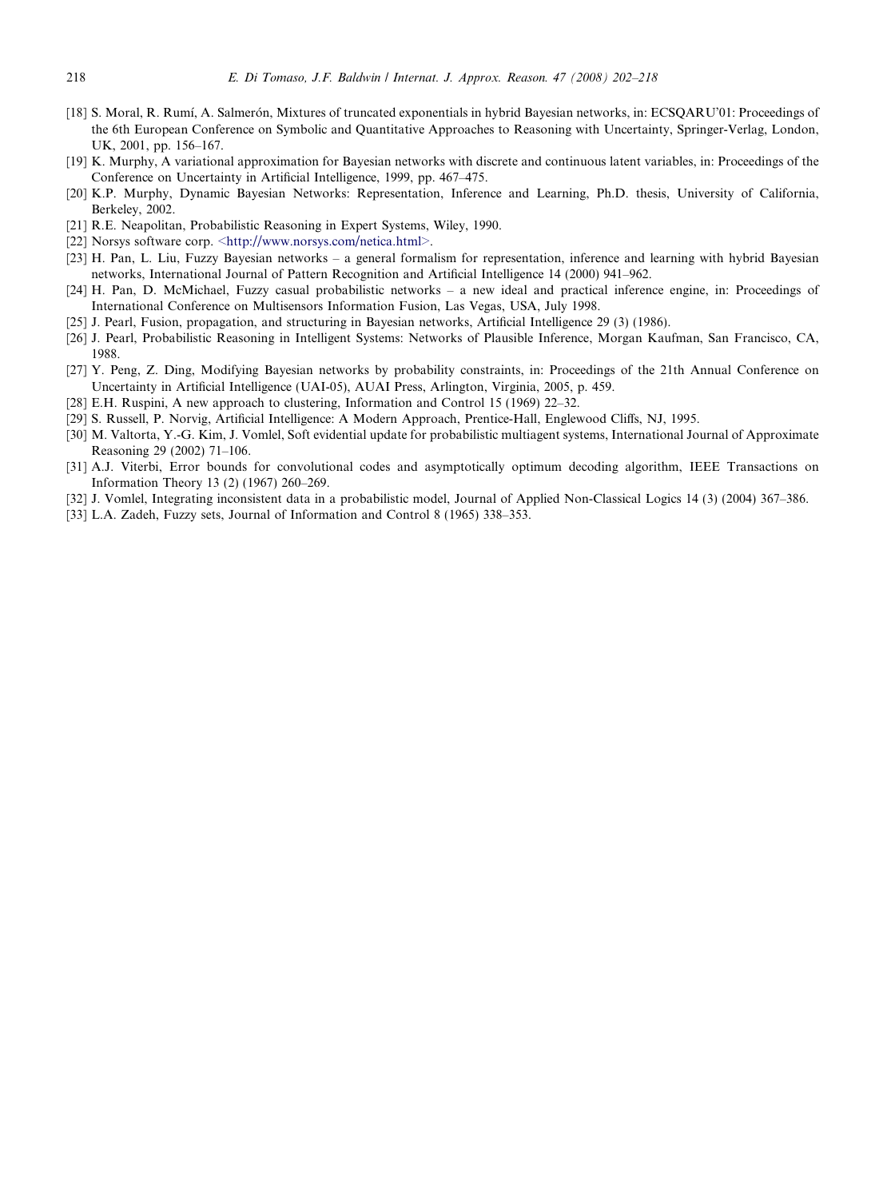[18] S. Moral, R. Rumí, A. Salmerón, Mixtures of truncated exponentials in hybrid Bayesian networks, in: ECSQARU'01: Proceedings of the 6th European Conference on Symbolic and Quantitative Approaches to Reasoning with Uncertainty, Springer-Verlag, London, UK, 2001, pp. 156–167.

[19] K. Murphy, A variational approximation for Bayesian networks with discrete and continuous latent variables, in: Proceedings of the Conference on Uncertainty in Artificial Intelligence, 1999, pp. 467–475.

[20] K.P. Murphy, Dynamic Bayesian Networks: Representation, Inference and Learning, Ph.D. thesis, University of California, Berkeley, 2002.

[21] R.E. Neapolitan, Probabilistic Reasoning in Expert Systems, Wiley, 1990.

[22] Norsys software corp. <http://www.norsys.com/netica.html>.

[23] H. Pan, L. Liu, Fuzzy Bayesian networks – a general formalism for representation, inference and learning with hybrid Bayesian networks, International Journal of Pattern Recognition and Artificial Intelligence 14 (2000) 941–962.

[24] H. Pan, D. McMichael, Fuzzy casual probabilistic networks – a new ideal and practical inference engine, in: Proceedings of International Conference on Multisensors Information Fusion, Las Vegas, USA, July 1998.

[25] J. Pearl, Fusion, propagation, and structuring in Bayesian networks, Artificial Intelligence 29 (3) (1986).

[26] J. Pearl, Probabilistic Reasoning in Intelligent Systems: Networks of Plausible Inference, Morgan Kaufman, San Francisco, CA, 1988.

[27] Y. Peng, Z. Ding, Modifying Bayesian networks by probability constraints, in: Proceedings of the 21th Annual Conference on Uncertainty in Artificial Intelligence (UAI-05), AUAI Press, Arlington, Virginia, 2005, p. 459.

[28] E.H. Ruspini, A new approach to clustering, Information and Control 15 (1969) 22–32.

[29] S. Russell, P. Norvig, Artificial Intelligence: A Modern Approach, Prentice-Hall, Englewood Cliffs, NJ, 1995.

[30] M. Valtorta, Y.-G. Kim, J. Vomlel, Soft evidential update for probabilistic multiagent systems, International Journal of Approximate Reasoning 29 (2002) 71–106.

[31] A.J. Viterbi, Error bounds for convolutional codes and asymptotically optimum decoding algorithm, IEEE Transactions on Information Theory 13 (2) (1967) 260–269.

[32] J. Vomlel, Integrating inconsistent data in a probabilistic model, Journal of Applied Non-Classical Logics 14 (3) (2004) 367–386.

[33] L.A. Zadeh, Fuzzy sets, Journal of Information and Control 8 (1965) 338–353.